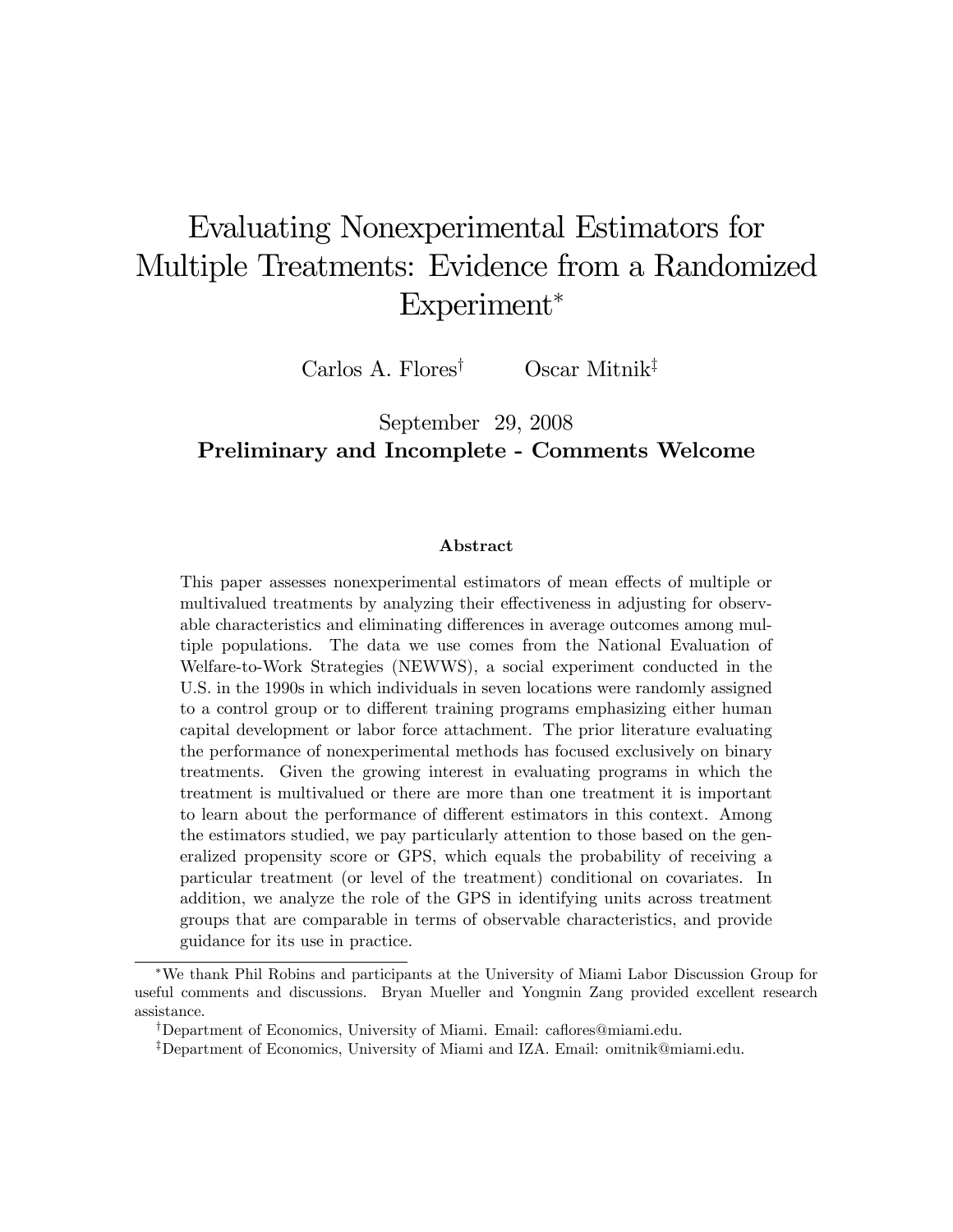# Evaluating Nonexperimental Estimators for Multiple Treatments: Evidence from a Randomized Experiment*

Carlos A. Flores† Oscar Mitnik‡

September 29, 2008

**Preliminary and Incomplete - Comments Welcome**

### Abstract

This paper assesses nonexperimental estimators of mean effects of multiple or multivalued treatments by analyzing their effectiveness in adjusting for observable characteristics and eliminating differences in average outcomes among multiple populations. The data we use comes from the National Evaluation of Welfare-to-Work Strategies (NEWWS), a social experiment conducted in the U.S. in the 1990s in which individuals in seven locations were randomly assigned to a control group or to different training programs emphasizing either human capital development or labor force attachment. The prior literature evaluating the performance of nonexperimental methods has focused exclusively on binary treatments. Given the growing interest in evaluating programs in which the treatment is multivalued or there are more than one treatment it is important to learn about the performance of different estimators in this context. Among the estimators studied, we pay particularly attention to those based on the generalized propensity score or GPS, which equals the probability of receiving a particular treatment (or level of the treatment) conditional on covariates. In addition, we analyze the role of the GPS in identifying units across treatment groups that are comparable in terms of observable characteristics, and provide guidance for its use in practice.

---

*We thank Phil Robins and participants at the University of Miami Labor Discussion Group for useful comments and discussions. Bryan Mueller and Yongmin Zang provided excellent research assistance.

†Department of Economics, University of Miami. Email: caflores@miami.edu.

‡Department of Economics, University of Miami and IZA. Email: omitnik@miami.edu.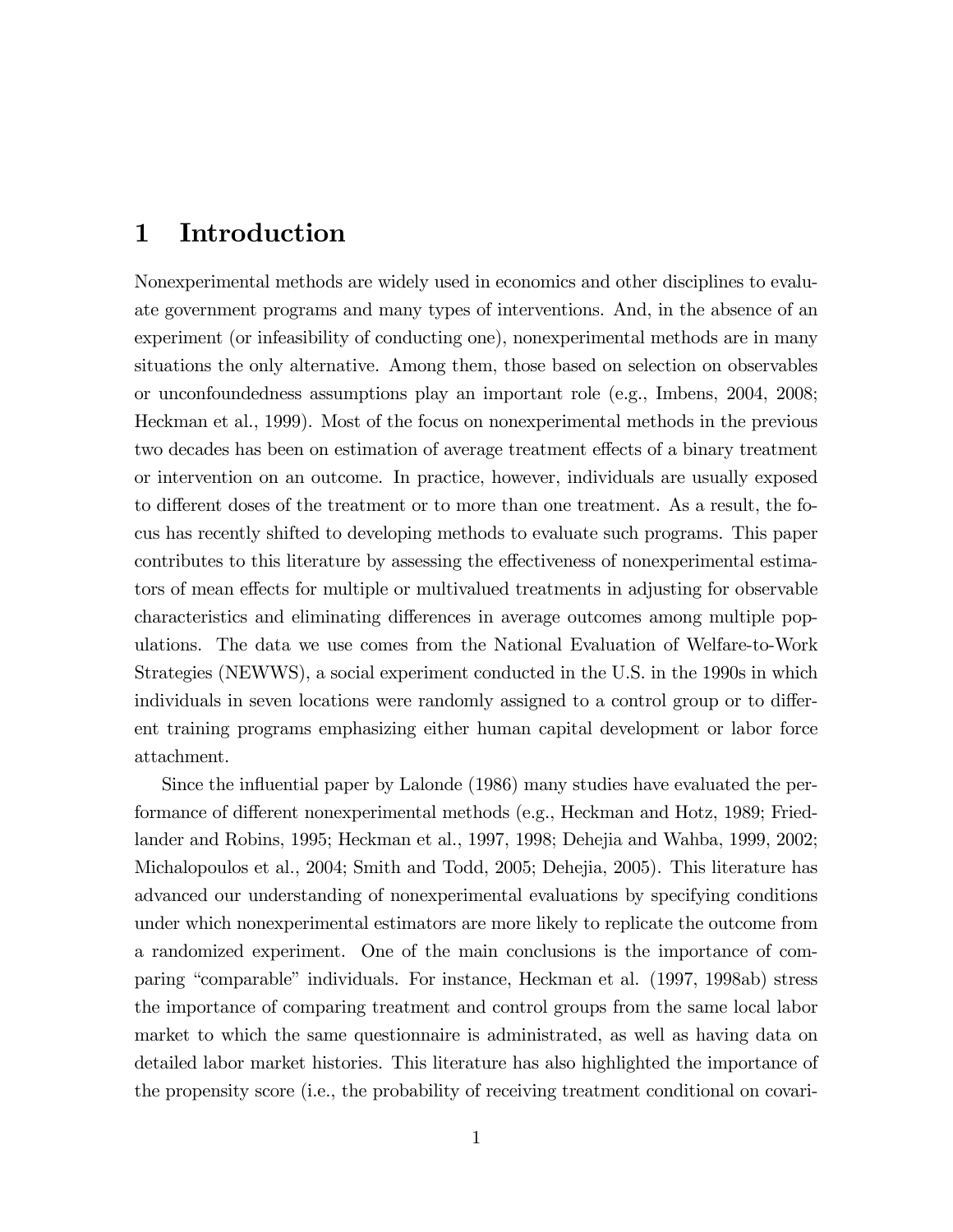# 1 Introduction

Nonexperimental methods are widely used in economics and other disciplines to evaluate government programs and many types of interventions. And, in the absence of an experiment (or infeasibility of conducting one), nonexperimental methods are in many situations the only alternative. Among them, those based on selection on observables or unconfoundedness assumptions play an important role (e.g., Imbens, 2004, 2008; Heckman et al., 1999). Most of the focus on nonexperimental methods in the previous two decades has been on estimation of average treatment effects of a binary treatment or intervention on an outcome. In practice, however, individuals are usually exposed to different doses of the treatment or to more than one treatment. As a result, the focus has recently shifted to developing methods to evaluate such programs. This paper contributes to this literature by assessing the effectiveness of nonexperimental estimators of mean effects for multiple or multivalued treatments in adjusting for observable characteristics and eliminating differences in average outcomes among multiple populations. The data we use comes from the National Evaluation of Welfare-to-Work Strategies (NEWWS), a social experiment conducted in the U.S. in the 1990s in which individuals in seven locations were randomly assigned to a control group or to different training programs emphasizing either human capital development or labor force attachment.

Since the influential paper by Lalonde (1986) many studies have evaluated the performance of different nonexperimental methods (e.g., Heckman and Hotz, 1989; Friedlander and Robins, 1995; Heckman et al., 1997, 1998; Dehejia and Wahba, 1999, 2002; Michalopoulos et al., 2004; Smith and Todd, 2005; Dehejia, 2005). This literature has advanced our understanding of nonexperimental evaluations by specifying conditions under which nonexperimental estimators are more likely to replicate the outcome from a randomized experiment. One of the main conclusions is the importance of comparing "comparable" individuals. For instance, Heckman et al. (1997, 1998ab) stress the importance of comparing treatment and control groups from the same local labor market to which the same questionnaire is administrated, as well as having data on detailed labor market histories. This literature has also highlighted the importance of the propensity score (i.e., the probability of receiving treatment conditional on covari-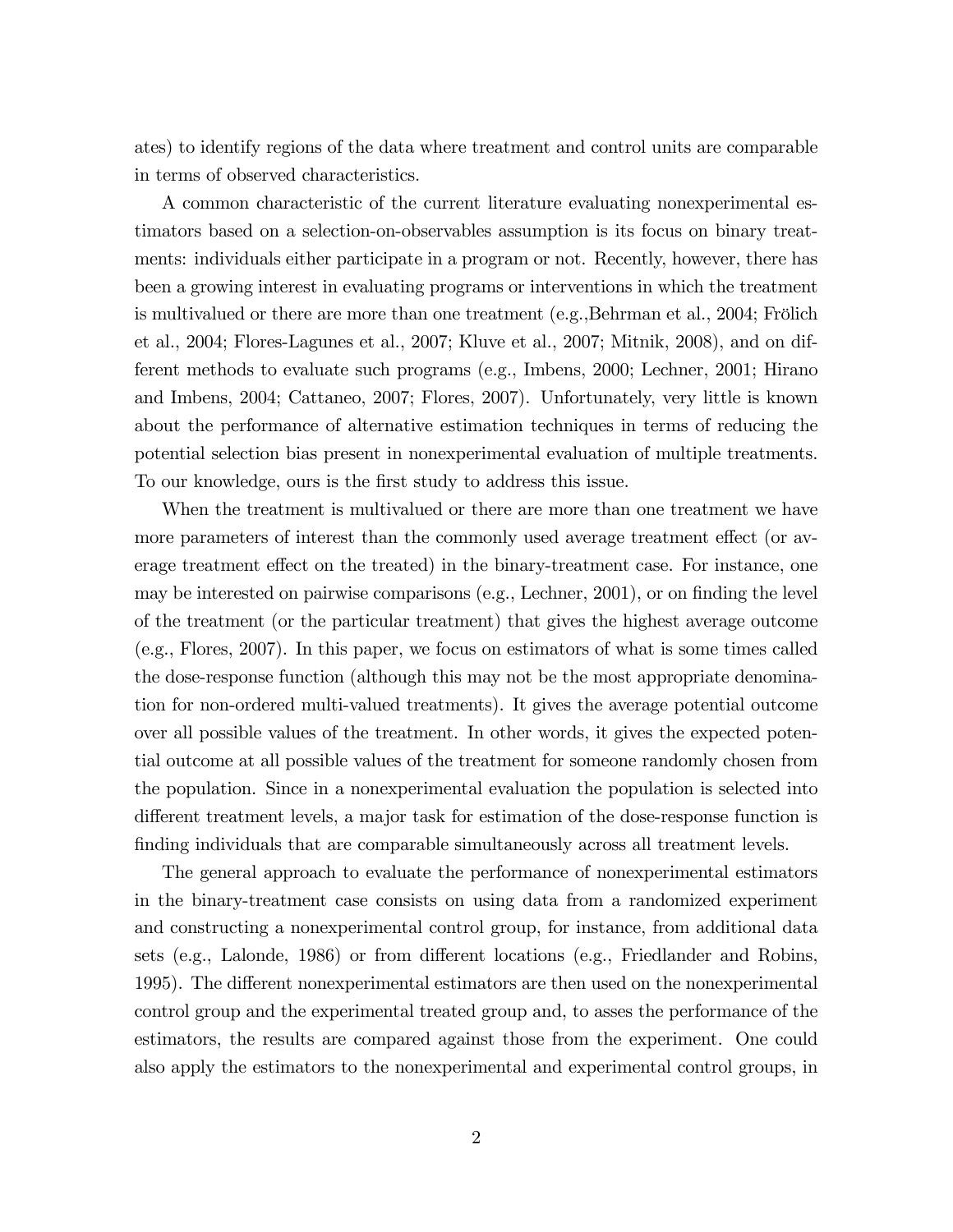ates) to identify regions of the data where treatment and control units are comparable in terms of observed characteristics.

A common characteristic of the current literature evaluating nonexperimental estimators based on a selection-on-observables assumption is its focus on binary treatments: individuals either participate in a program or not. Recently, however, there has been a growing interest in evaluating programs or interventions in which the treatment is multivalued or there are more than one treatment (e.g.,Behrman et al., 2004; Frölich et al., 2004; Flores-Lagunes et al., 2007; Kluve et al., 2007; Mitnik, 2008), and on different methods to evaluate such programs (e.g., Imbens, 2000; Lechner, 2001; Hirano and Imbens, 2004; Cattaneo, 2007; Flores, 2007). Unfortunately, very little is known about the performance of alternative estimation techniques in terms of reducing the potential selection bias present in nonexperimental evaluation of multiple treatments. To our knowledge, ours is the first study to address this issue.

When the treatment is multivalued or there are more than one treatment we have more parameters of interest than the commonly used average treatment effect (or average treatment effect on the treated) in the binary-treatment case. For instance, one may be interested on pairwise comparisons (e.g., Lechner, 2001), or on finding the level of the treatment (or the particular treatment) that gives the highest average outcome (e.g., Flores, 2007). In this paper, we focus on estimators of what is some times called the dose-response function (although this may not be the most appropriate denomination for non-ordered multi-valued treatments). It gives the average potential outcome over all possible values of the treatment. In other words, it gives the expected potential outcome at all possible values of the treatment for someone randomly chosen from the population. Since in a nonexperimental evaluation the population is selected into different treatment levels, a major task for estimation of the dose-response function is finding individuals that are comparable simultaneously across all treatment levels.

The general approach to evaluate the performance of nonexperimental estimators in the binary-treatment case consists on using data from a randomized experiment and constructing a nonexperimental control group, for instance, from additional data sets (e.g., Lalonde, 1986) or from different locations (e.g., Friedlander and Robins, 1995). The different nonexperimental estimators are then used on the nonexperimental control group and the experimental treated group and, to asses the performance of the estimators, the results are compared against those from the experiment. One could also apply the estimators to the nonexperimental and experimental control groups, in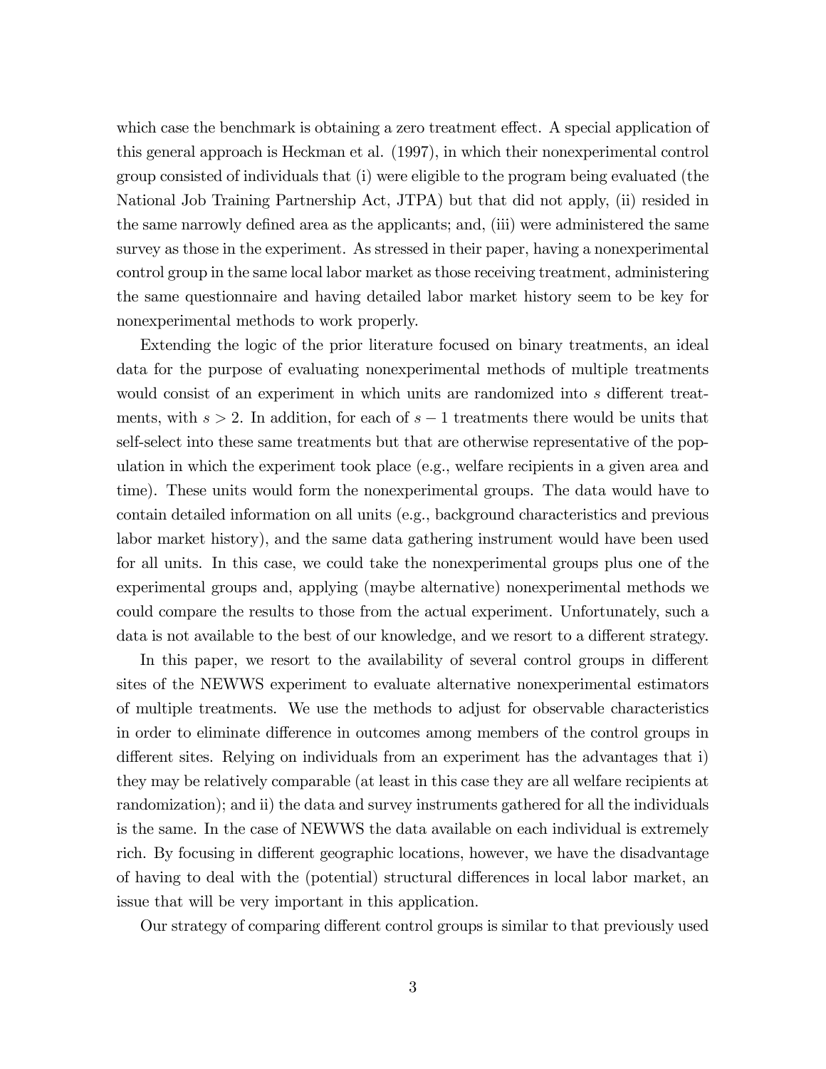which case the benchmark is obtaining a zero treatment effect. A special application of this general approach is Heckman et al. (1997), in which their nonexperimental control group consisted of individuals that (i) were eligible to the program being evaluated (the National Job Training Partnership Act, JTPA) but that did not apply, (ii) resided in the same narrowly defined area as the applicants; and, (iii) were administered the same survey as those in the experiment. As stressed in their paper, having a nonexperimental control group in the same local labor market as those receiving treatment, administering the same questionnaire and having detailed labor market history seem to be key for nonexperimental methods to work properly.

Extending the logic of the prior literature focused on binary treatments, an ideal data for the purpose of evaluating nonexperimental methods of multiple treatments would consist of an experiment in which units are randomized into $s$ different treatments, with $s > 2$. In addition, for each of $s - 1$ treatments there would be units that self-select into these same treatments but that are otherwise representative of the population in which the experiment took place (e.g., welfare recipients in a given area and time). These units would form the nonexperimental groups. The data would have to contain detailed information on all units (e.g., background characteristics and previous labor market history), and the same data gathering instrument would have been used for all units. In this case, we could take the nonexperimental groups plus one of the experimental groups and, applying (maybe alternative) nonexperimental methods we could compare the results to those from the actual experiment. Unfortunately, such a data is not available to the best of our knowledge, and we resort to a different strategy.

In this paper, we resort to the availability of several control groups in different sites of the NEWWS experiment to evaluate alternative nonexperimental estimators of multiple treatments. We use the methods to adjust for observable characteristics in order to eliminate difference in outcomes among members of the control groups in different sites. Relying on individuals from an experiment has the advantages that i) they may be relatively comparable (at least in this case they are all welfare recipients at randomization); and ii) the data and survey instruments gathered for all the individuals is the same. In the case of NEWWS the data available on each individual is extremely rich. By focusing in different geographic locations, however, we have the disadvantage of having to deal with the (potential) structural differences in local labor market, an issue that will be very important in this application.

Our strategy of comparing different control groups is similar to that previously used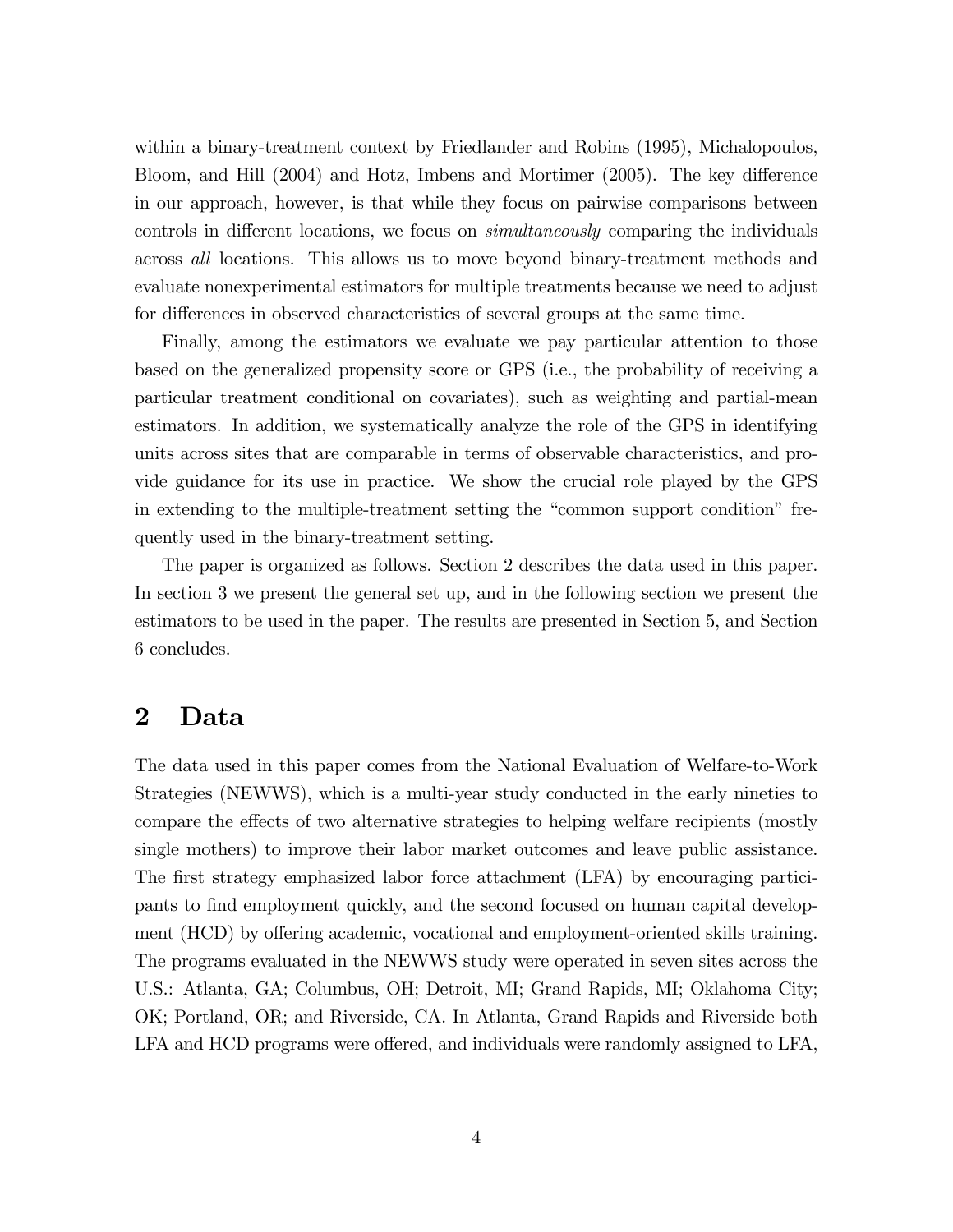within a binary-treatment context by Friedlander and Robins (1995), Michalopoulos, Bloom, and Hill (2004) and Hotz, Imbens and Mortimer (2005). The key difference in our approach, however, is that while they focus on pairwise comparisons between controls in different locations, we focus on *simultaneously* comparing the individuals across *all* locations. This allows us to move beyond binary-treatment methods and evaluate nonexperimental estimators for multiple treatments because we need to adjust for differences in observed characteristics of several groups at the same time.

Finally, among the estimators we evaluate we pay particular attention to those based on the generalized propensity score or GPS (i.e., the probability of receiving a particular treatment conditional on covariates), such as weighting and partial-mean estimators. In addition, we systematically analyze the role of the GPS in identifying units across sites that are comparable in terms of observable characteristics, and provide guidance for its use in practice. We show the crucial role played by the GPS in extending to the multiple-treatment setting the "common support condition" frequently used in the binary-treatment setting.

The paper is organized as follows. Section 2 describes the data used in this paper. In section 3 we present the general set up, and in the following section we present the estimators to be used in the paper. The results are presented in Section 5, and Section 6 concludes.

## 2 Data

The data used in this paper comes from the National Evaluation of Welfare-to-Work Strategies (NEWWS), which is a multi-year study conducted in the early nineties to compare the effects of two alternative strategies to helping welfare recipients (mostly single mothers) to improve their labor market outcomes and leave public assistance. The first strategy emphasized labor force attachment (LFA) by encouraging participants to find employment quickly, and the second focused on human capital development (HCD) by offering academic, vocational and employment-oriented skills training. The programs evaluated in the NEWWS study were operated in seven sites across the U.S.: Atlanta, GA; Columbus, OH; Detroit, MI; Grand Rapids, MI; Oklahoma City; OK; Portland, OR; and Riverside, CA. In Atlanta, Grand Rapids and Riverside both LFA and HCD programs were offered, and individuals were randomly assigned to LFA,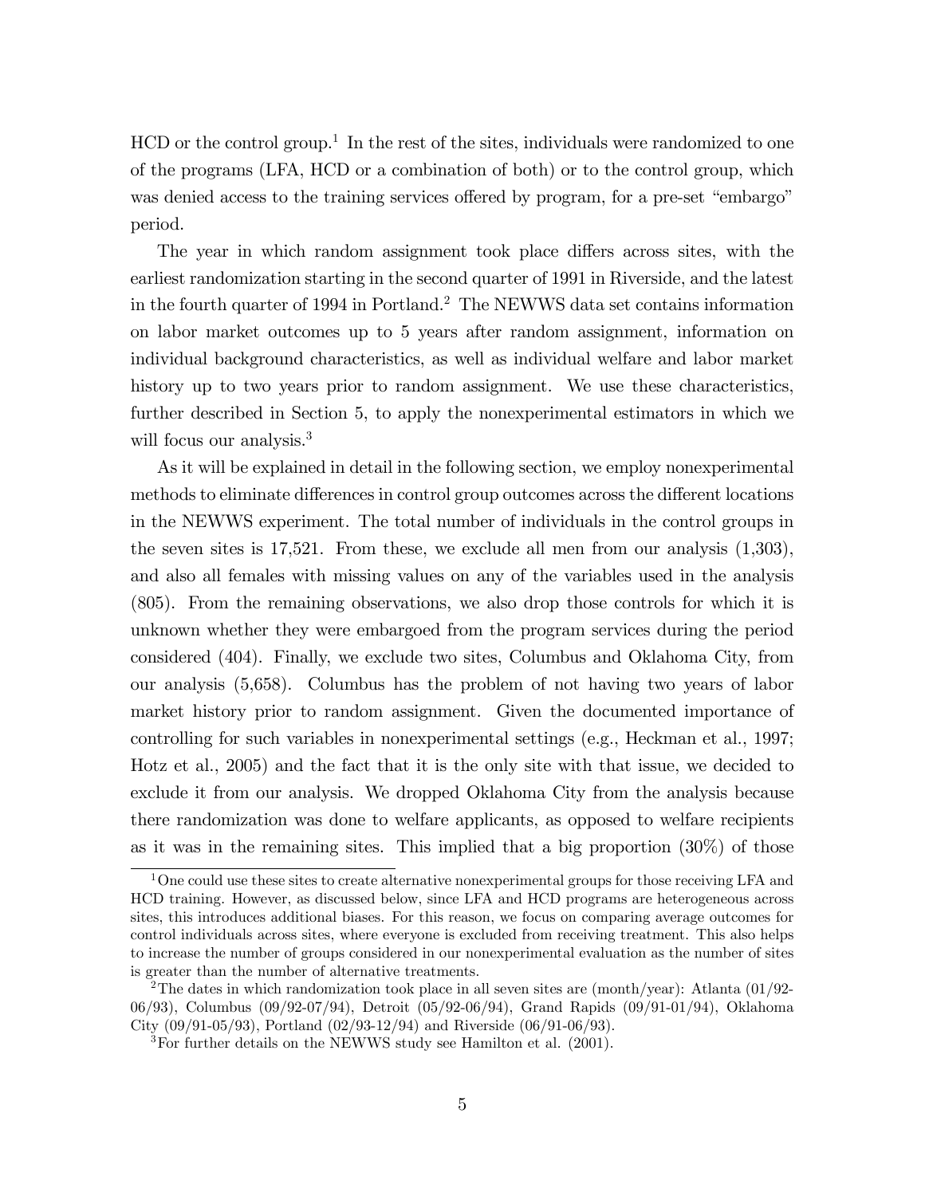HCD or the control group.[1] In the rest of the sites, individuals were randomized to one of the programs (LFA, HCD or a combination of both) or to the control group, which was denied access to the training services offered by program, for a pre-set "embargo" period.

The year in which random assignment took place differs across sites, with the earliest randomization starting in the second quarter of 1991 in Riverside, and the latest in the fourth quarter of 1994 in Portland.[2] The NEWWS data set contains information on labor market outcomes up to 5 years after random assignment, information on individual background characteristics, as well as individual welfare and labor market history up to two years prior to random assignment. We use these characteristics, further described in Section 5, to apply the nonexperimental estimators in which we will focus our analysis.[3]

As it will be explained in detail in the following section, we employ nonexperimental methods to eliminate differences in control group outcomes across the different locations in the NEWWS experiment. The total number of individuals in the control groups in the seven sites is 17,521. From these, we exclude all men from our analysis (1,303), and also all females with missing values on any of the variables used in the analysis (805). From the remaining observations, we also drop those controls for which it is unknown whether they were embargoed from the program services during the period considered (404). Finally, we exclude two sites, Columbus and Oklahoma City, from our analysis (5,658). Columbus has the problem of not having two years of labor market history prior to random assignment. Given the documented importance of controlling for such variables in nonexperimental settings (e.g., Heckman et al., 1997; Hotz et al., 2005) and the fact that it is the only site with that issue, we decided to exclude it from our analysis. We dropped Oklahoma City from the analysis because there randomization was done to welfare applicants, as opposed to welfare recipients as it was in the remaining sites. This implied that a big proportion (30%) of those

[1] One could use these sites to create alternative nonexperimental groups for those receiving LFA and HCD training. However, as discussed below, since LFA and HCD programs are heterogeneous across sites, this introduces additional biases. For this reason, we focus on comparing average outcomes for control individuals across sites, where everyone is excluded from receiving treatment. This also helps to increase the number of groups considered in our nonexperimental evaluation as the number of sites is greater than the number of alternative treatments.

[2] The dates in which randomization took place in all seven sites are (month/year): Atlanta (01/92-06/93), Columbus (09/92-07/94), Detroit (05/92-06/94), Grand Rapids (09/91-01/94), Oklahoma City (09/91-05/93), Portland (02/93-12/94) and Riverside (06/91-06/93).

[3] For further details on the NEWWS study see Hamilton et al. (2001).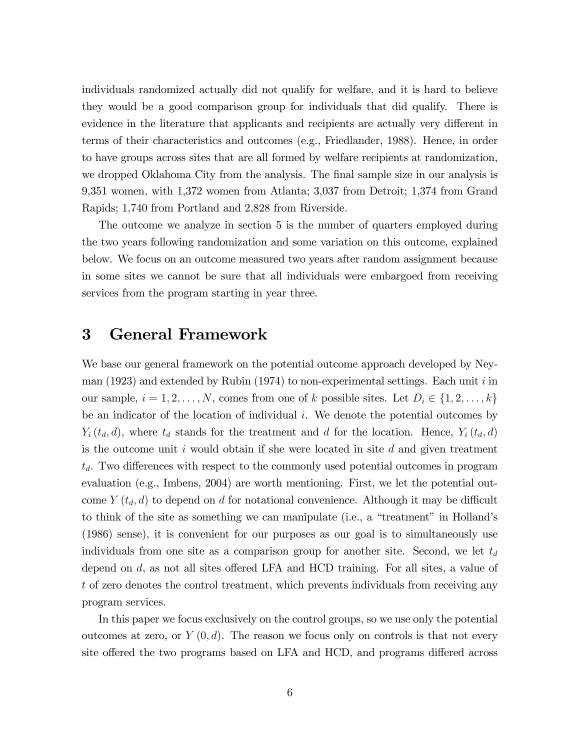individuals randomized actually did not qualify for welfare, and it is hard to believe they would be a good comparison group for individuals that did qualify. There is evidence in the literature that applicants and recipients are actually very different in terms of their characteristics and outcomes (e.g., Friedlander, 1988). Hence, in order to have groups across sites that are all formed by welfare recipients at randomization, we dropped Oklahoma City from the analysis. The final sample size in our analysis is 9,351 women, with 1,372 women from Atlanta; 3,037 from Detroit; 1,374 from Grand Rapids; 1,740 from Portland and 2,828 from Riverside.

The outcome we analyze in section 5 is the number of quarters employed during the two years following randomization and some variation on this outcome, explained below. We focus on an outcome measured two years after random assignment because in some sites we cannot be sure that all individuals were embargoed from receiving services from the program starting in year three.

# 3 General Framework

We base our general framework on the potential outcome approach developed by Neyman (1923) and extended by Rubin (1974) to non-experimental settings. Each unit $i$ in our sample, $i = 1, 2, \ldots, N$, comes from one of $k$ possible sites. Let $D_i \in \{1, 2, \ldots, k\}$ be an indicator of the location of individual $i$. We denote the potential outcomes by $Y_i(t_d, d)$, where $t_d$ stands for the treatment and $d$ for the location. Hence, $Y_i(t_d, d)$ is the outcome unit $i$ would obtain if she were located in site $d$ and given treatment $t_d$. Two differences with respect to the commonly used potential outcomes in program evaluation (e.g., Imbens, 2004) are worth mentioning. First, we let the potential outcome $Y(t_d, d)$ to depend on $d$ for notational convenience. Although it may be difficult to think of the site as something we can manipulate (i.e., a "treatment" in Holland's (1986) sense), it is convenient for our purposes as our goal is to simultaneously use individuals from one site as a comparison group for another site. Second, we let $t_d$ depend on $d$, as not all sites offered LFA and HCD training. For all sites, a value of $t$ of zero denotes the control treatment, which prevents individuals from receiving any program services.

In this paper we focus exclusively on the control groups, so we use only the potential outcomes at zero, or $Y(0, d)$. The reason we focus only on controls is that not every site offered the two programs based on LFA and HCD, and programs differed across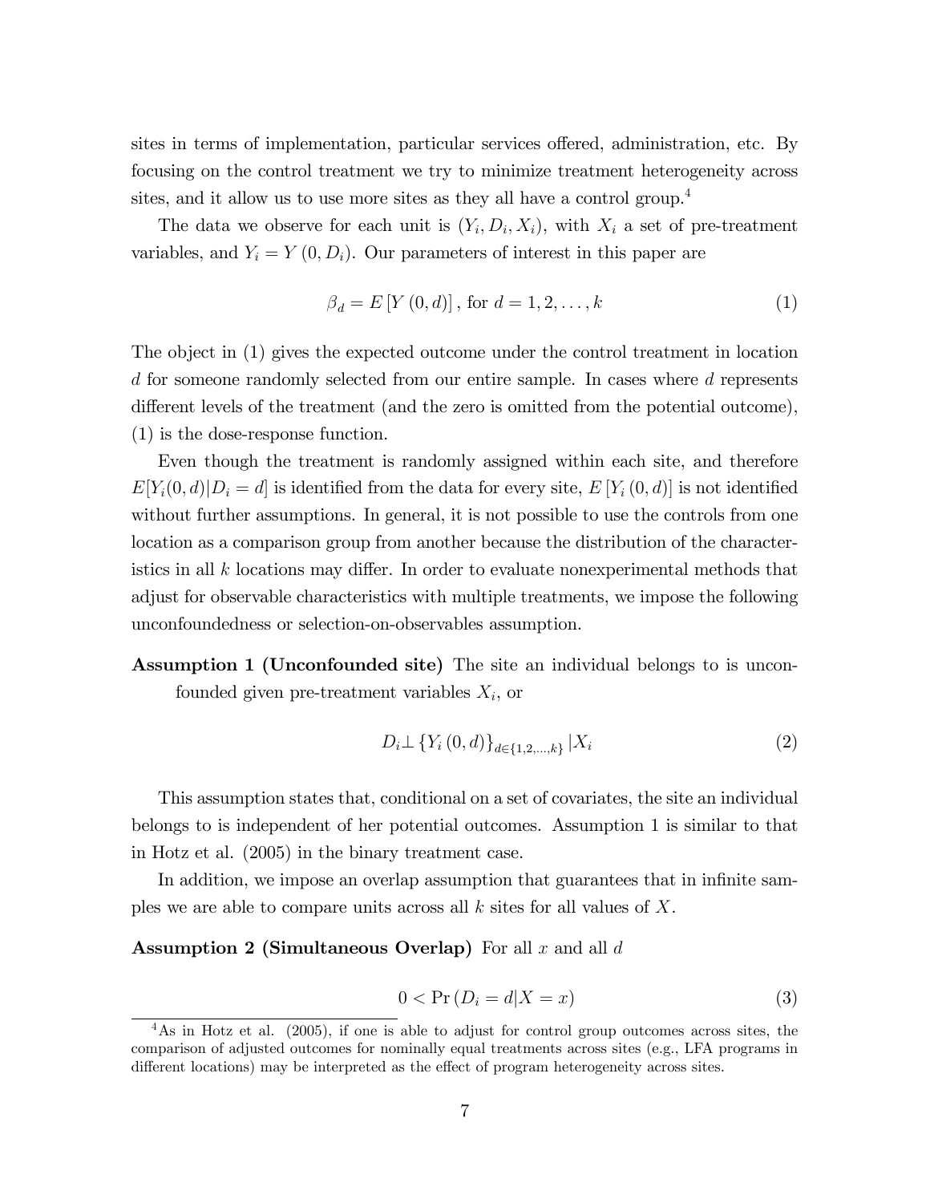sites in terms of implementation, particular services offered, administration, etc. By focusing on the control treatment we try to minimize treatment heterogeneity across sites, and it allow us to use more sites as they all have a control group.[4]

The data we observe for each unit is $(Y_i, D_i, X_i)$, with $X_i$ a set of pre-treatment variables, and $Y_i = Y(0, D_i)$. Our parameters of interest in this paper are

$$\beta_d = E[Y(0,d)], \text{ for } d = 1, 2, \ldots, k \tag{1}$$

The object in (1) gives the expected outcome under the control treatment in location $d$ for someone randomly selected from our entire sample. In cases where $d$ represents different levels of the treatment (and the zero is omitted from the potential outcome), (1) is the dose-response function.

Even though the treatment is randomly assigned within each site, and therefore $E[Y_i(0,d)|D_i = d]$ is identified from the data for every site, $E[Y_i(0,d)]$ is not identified without further assumptions. In general, it is not possible to use the controls from one location as a comparison group from another because the distribution of the characteristics in all $k$ locations may differ. In order to evaluate nonexperimental methods that adjust for observable characteristics with multiple treatments, we impose the following unconfoundedness or selection-on-observables assumption.

**Assumption 1 (Unconfounded site)** The site an individual belongs to is unconfounded given pre-treatment variables $X_i$, or

$$D_i \perp \{Y_i(0,d)\}_{d \in \{1,2,\ldots,k\}} | X_i \tag{2}$$

This assumption states that, conditional on a set of covariates, the site an individual belongs to is independent of her potential outcomes. Assumption 1 is similar to that in Hotz et al. (2005) in the binary treatment case.

In addition, we impose an overlap assumption that guarantees that in infinite samples we are able to compare units across all $k$ sites for all values of $X$.

**Assumption 2 (Simultaneous Overlap)** For all $x$ and all $d$

$$0 < \Pr(D_i = d|X = x) \tag{3}$$

[4] As in Hotz et al. (2005), if one is able to adjust for control group outcomes across sites, the comparison of adjusted outcomes for nominally equal treatments across sites (e.g., LFA programs in different locations) may be interpreted as the effect of program heterogeneity across sites.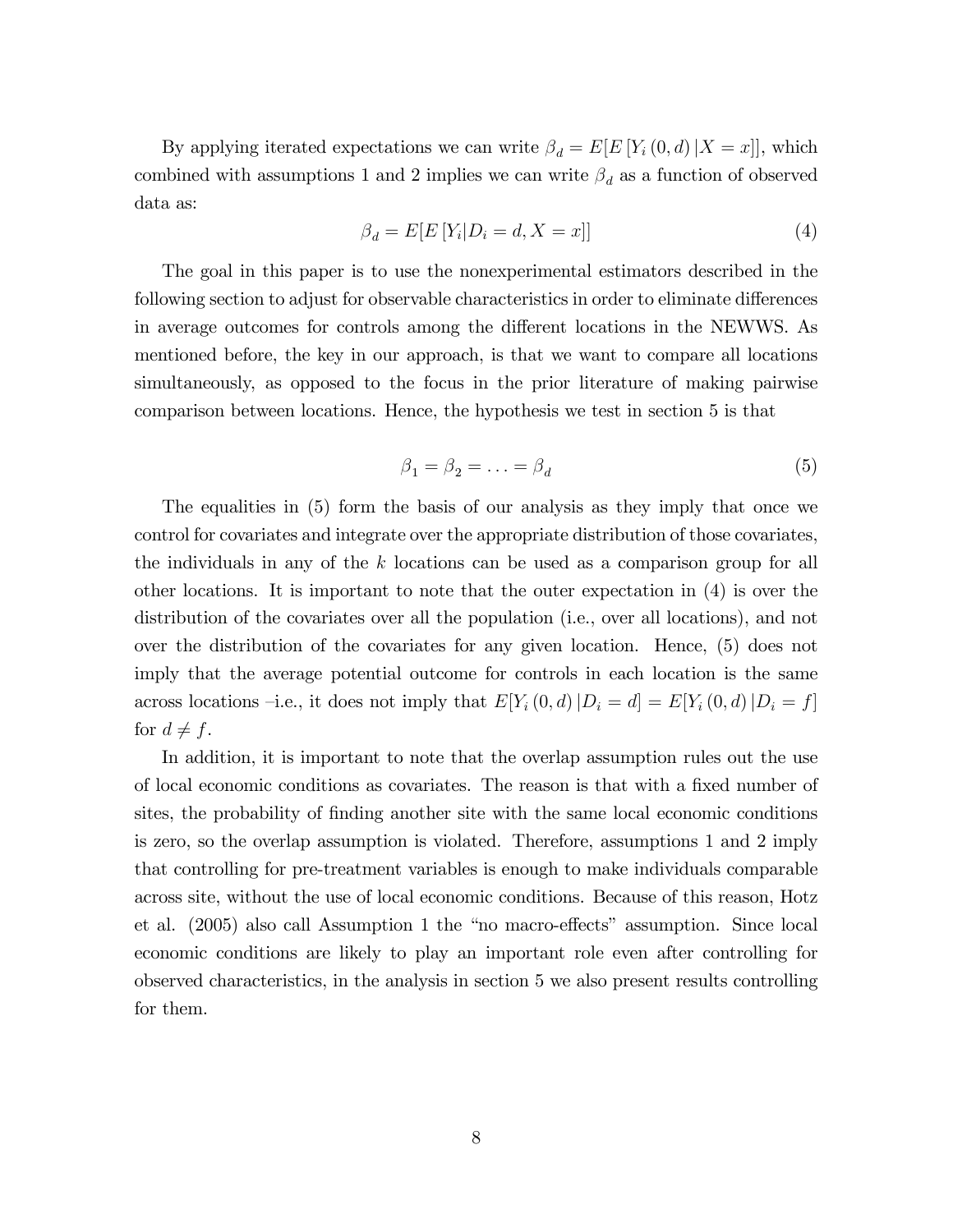By applying iterated expectations we can write $\beta_d = E[E[Y_i(0,d)|X=x]]$, which combined with assumptions 1 and 2 implies we can write $\beta_d$ as a function of observed data as:

$$\beta_d = E[E[Y_i|D_i = d, X = x]] \tag{4}$$

The goal in this paper is to use the nonexperimental estimators described in the following section to adjust for observable characteristics in order to eliminate differences in average outcomes for controls among the different locations in the NEWWS. As mentioned before, the key in our approach, is that we want to compare all locations simultaneously, as opposed to the focus in the prior literature of making pairwise comparison between locations. Hence, the hypothesis we test in section 5 is that

$$\beta_1 = \beta_2 = \ldots = \beta_d \tag{5}$$

The equalities in (5) form the basis of our analysis as they imply that once we control for covariates and integrate over the appropriate distribution of those covariates, the individuals in any of the $k$ locations can be used as a comparison group for all other locations. It is important to note that the outer expectation in (4) is over the distribution of the covariates over all the population (i.e., over all locations), and not over the distribution of the covariates for any given location. Hence, (5) does not imply that the average potential outcome for controls in each location is the same across locations –i.e., it does not imply that $E[Y_i(0,d)|D_i = d] = E[Y_i(0,d)|D_i = f]$ for $d \neq f$.

In addition, it is important to note that the overlap assumption rules out the use of local economic conditions as covariates. The reason is that with a fixed number of sites, the probability of finding another site with the same local economic conditions is zero, so the overlap assumption is violated. Therefore, assumptions 1 and 2 imply that controlling for pre-treatment variables is enough to make individuals comparable across site, without the use of local economic conditions. Because of this reason, Hotz et al. (2005) also call Assumption 1 the "no macro-effects" assumption. Since local economic conditions are likely to play an important role even after controlling for observed characteristics, in the analysis in section 5 we also present results controlling for them.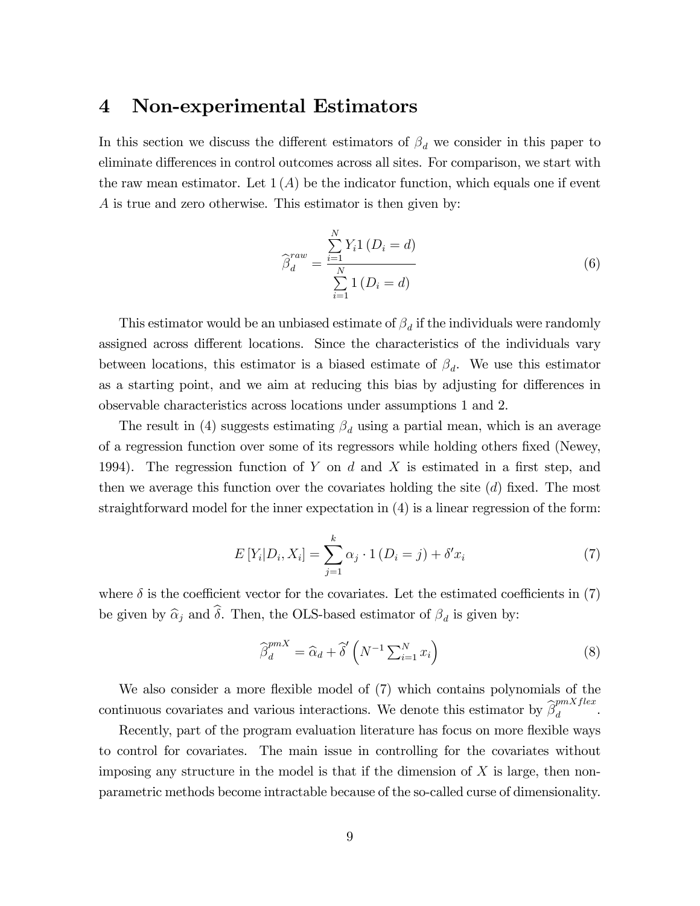# 4 Non-experimental Estimators

In this section we discuss the different estimators of $\beta_d$ we consider in this paper to eliminate differences in control outcomes across all sites. For comparison, we start with the raw mean estimator. Let $1(A)$ be the indicator function, which equals one if event $A$ is true and zero otherwise. This estimator is then given by:

$$\widehat{\beta}_d^{raw} = \frac{\sum_{i=1}^{N} Y_i 1(D_i = d)}{\sum_{i=1}^{N} 1(D_i = d)} \tag{6}$$

This estimator would be an unbiased estimate of $\beta_d$ if the individuals were randomly assigned across different locations. Since the characteristics of the individuals vary between locations, this estimator is a biased estimate of $\beta_d$. We use this estimator as a starting point, and we aim at reducing this bias by adjusting for differences in observable characteristics across locations under assumptions 1 and 2.

The result in (4) suggests estimating $\beta_d$ using a partial mean, which is an average of a regression function over some of its regressors while holding others fixed (Newey, 1994). The regression function of $Y$ on $d$ and $X$ is estimated in a first step, and then we average this function over the covariates holding the site ($d$) fixed. The most straightforward model for the inner expectation in (4) is a linear regression of the form:

$$E[Y_i | D_i, X_i] = \sum_{j=1}^{k} \alpha_j \cdot 1(D_i = j) + \delta' x_i \tag{7}$$

where $\delta$ is the coefficient vector for the covariates. Let the estimated coefficients in (7) be given by $\widehat{\alpha}_j$ and $\widehat{\delta}$. Then, the OLS-based estimator of $\beta_d$ is given by:

$$\widehat{\beta}_d^{pmX} = \widehat{\alpha}_d + \widehat{\delta}' \left( N^{-1} \sum_{i=1}^{N} x_i \right) \tag{8}$$

We also consider a more flexible model of (7) which contains polynomials of the continuous covariates and various interactions. We denote this estimator by $\widehat{\beta}_d^{pmXflex}$.

Recently, part of the program evaluation literature has focus on more flexible ways to control for covariates. The main issue in controlling for the covariates without imposing any structure in the model is that if the dimension of $X$ is large, then non-parametric methods become intractable because of the so-called curse of dimensionality.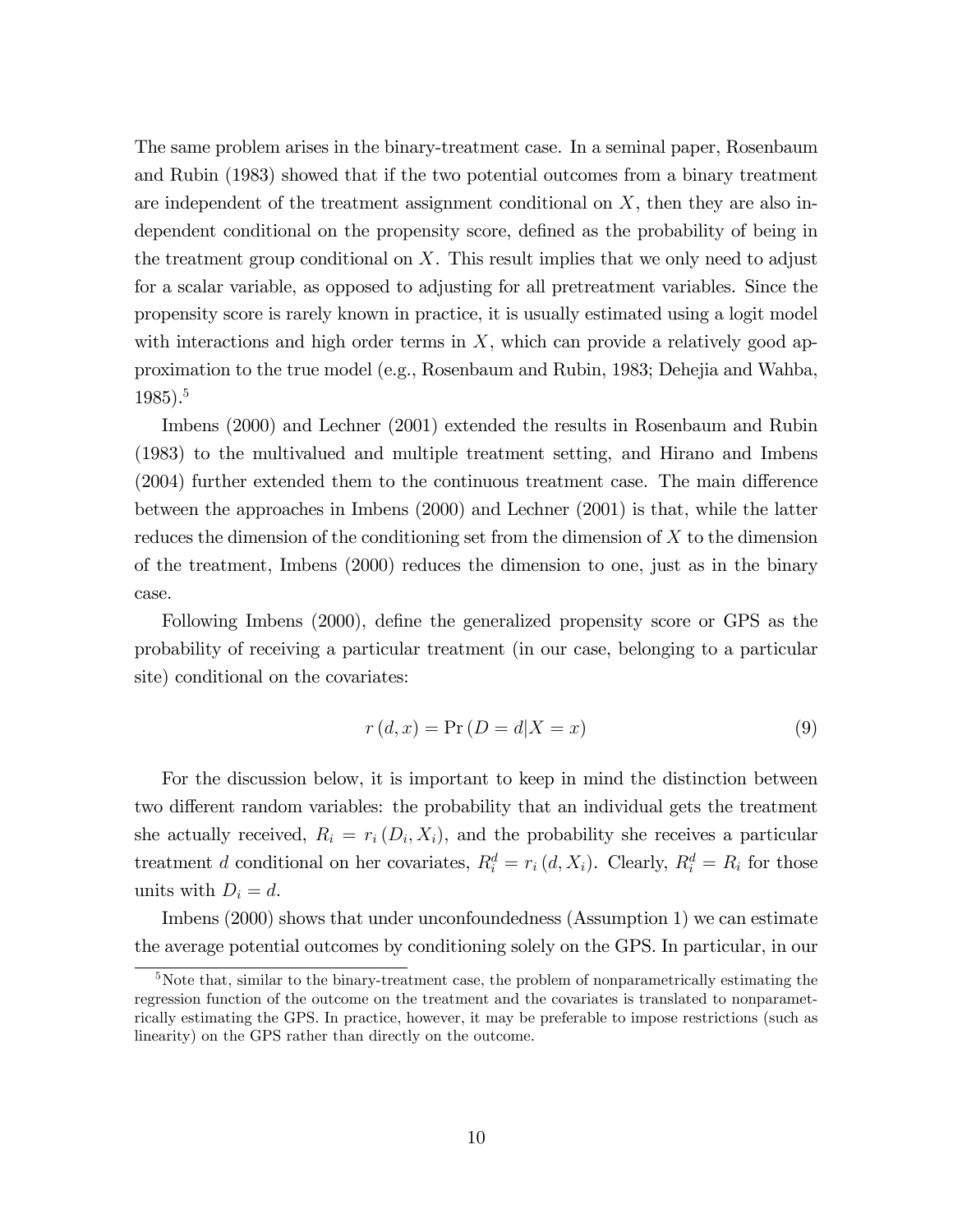The same problem arises in the binary-treatment case. In a seminal paper, Rosenbaum and Rubin (1983) showed that if the two potential outcomes from a binary treatment are independent of the treatment assignment conditional on $X$, then they are also independent conditional on the propensity score, defined as the probability of being in the treatment group conditional on $X$. This result implies that we only need to adjust for a scalar variable, as opposed to adjusting for all pretreatment variables. Since the propensity score is rarely known in practice, it is usually estimated using a logit model with interactions and high order terms in $X$, which can provide a relatively good approximation to the true model (e.g., Rosenbaum and Rubin, 1983; Dehejia and Wahba, 1985).[5]

Imbens (2000) and Lechner (2001) extended the results in Rosenbaum and Rubin (1983) to the multivalued and multiple treatment setting, and Hirano and Imbens (2004) further extended them to the continuous treatment case. The main difference between the approaches in Imbens (2000) and Lechner (2001) is that, while the latter reduces the dimension of the conditioning set from the dimension of $X$ to the dimension of the treatment, Imbens (2000) reduces the dimension to one, just as in the binary case.

Following Imbens (2000), define the generalized propensity score or GPS as the probability of receiving a particular treatment (in our case, belonging to a particular site) conditional on the covariates:

$$r(d, x) = \Pr(D = d | X = x) \tag{9}$$

For the discussion below, it is important to keep in mind the distinction between two different random variables: the probability that an individual gets the treatment she actually received, $R_i = r_i(D_i, X_i)$, and the probability she receives a particular treatment $d$ conditional on her covariates, $R_i^d = r_i(d, X_i)$. Clearly, $R_i^d = R_i$ for those units with $D_i = d$.

Imbens (2000) shows that under unconfoundedness (Assumption 1) we can estimate the average potential outcomes by conditioning solely on the GPS. In particular, in our

[5]Note that, similar to the binary-treatment case, the problem of nonparametrically estimating the regression function of the outcome on the treatment and the covariates is translated to nonparametrically estimating the GPS. In practice, however, it may be preferable to impose restrictions (such as linearity) on the GPS rather than directly on the outcome.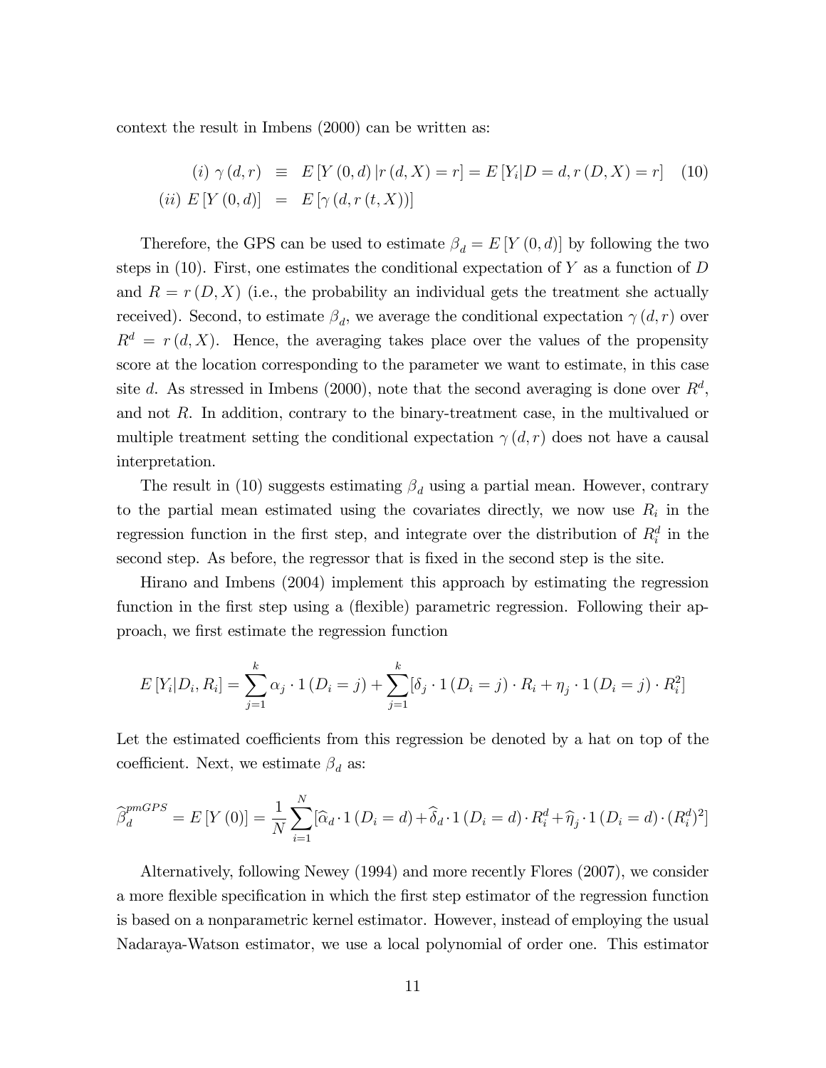context the result in Imbens (2000) can be written as:

$$
\begin{aligned}
(i)\ \gamma(d, r) &\equiv E[Y(0, d) | r(d, X) = r] = E[Y_i | D = d, r(D, X) = r] \quad (10) \\
(ii)\ E[Y(0, d)] &= E[\gamma(d, r(t, X))]
\end{aligned}
$$

Therefore, the GPS can be used to estimate $\beta_d = E[Y(0, d)]$ by following the two steps in (10). First, one estimates the conditional expectation of $Y$ as a function of $D$ and $R = r(D, X)$ (i.e., the probability an individual gets the treatment she actually received). Second, to estimate $\beta_d$, we average the conditional expectation $\gamma(d, r)$ over $R^d = r(d, X)$. Hence, the averaging takes place over the values of the propensity score at the location corresponding to the parameter we want to estimate, in this case site $d$. As stressed in Imbens (2000), note that the second averaging is done over $R^d$, and not $R$. In addition, contrary to the binary-treatment case, in the multivalued or multiple treatment setting the conditional expectation $\gamma(d, r)$ does not have a causal interpretation.

The result in (10) suggests estimating $\beta_d$ using a partial mean. However, contrary to the partial mean estimated using the covariates directly, we now use $R_i$ in the regression function in the first step, and integrate over the distribution of $R_i^d$ in the second step. As before, the regressor that is fixed in the second step is the site.

Hirano and Imbens (2004) implement this approach by estimating the regression function in the first step using a (flexible) parametric regression. Following their approach, we first estimate the regression function

$$
E[Y_i | D_i, R_i] = \sum_{j=1}^{k} \alpha_j \cdot 1(D_i = j) + \sum_{j=1}^{k} [\delta_j \cdot 1(D_i = j) \cdot R_i + \eta_j \cdot 1(D_i = j) \cdot R_i^2]
$$

Let the estimated coefficients from this regression be denoted by a hat on top of the coefficient. Next, we estimate $\beta_d$ as:

$$
\widehat{\beta}_d^{pmGPS} = E[Y(0)] = \frac{1}{N} \sum_{i=1}^{N} [\widehat{\alpha}_d \cdot 1(D_i = d) + \widehat{\delta}_d \cdot 1(D_i = d) \cdot R_i^d + \widehat{\eta}_j \cdot 1(D_i = d) \cdot (R_i^d)^2]
$$

Alternatively, following Newey (1994) and more recently Flores (2007), we consider a more flexible specification in which the first step estimator of the regression function is based on a nonparametric kernel estimator. However, instead of employing the usual Nadaraya-Watson estimator, we use a local polynomial of order one. This estimator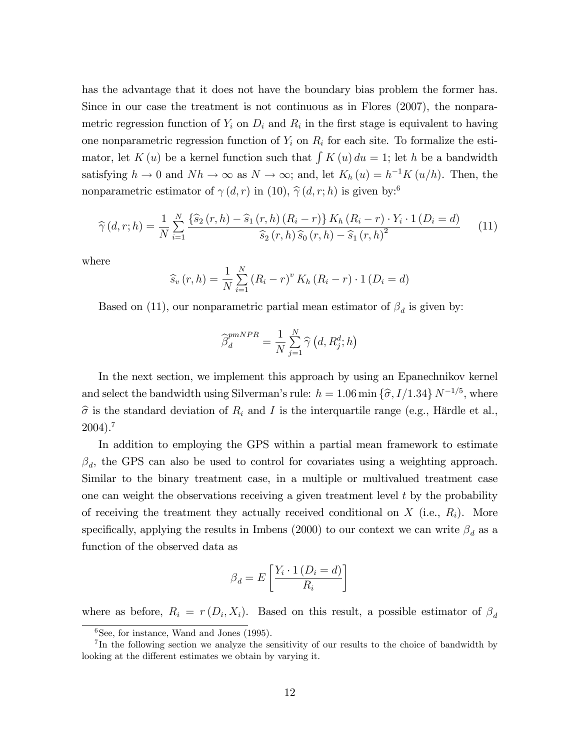has the advantage that it does not have the boundary bias problem the former has. Since in our case the treatment is not continuous as in Flores (2007), the nonparametric regression function of $Y_i$ on $D_i$ and $R_i$ in the first stage is equivalent to having one nonparametric regression function of $Y_i$ on $R_i$ for each site. To formalize the estimator, let $K(u)$ be a kernel function such that $\int K(u)\,du = 1$; let $h$ be a bandwidth satisfying $h \to 0$ and $Nh \to \infty$ as $N \to \infty$; and, let $K_h(u) = h^{-1}K(u/h)$. Then, the nonparametric estimator of $\gamma(d,r)$ in (10), $\widehat{\gamma}(d,r;h)$ is given by:[6]

$$\widehat{\gamma}(d,r;h) = \frac{1}{N}\sum_{i=1}^{N} \frac{\{\widehat{s}_2(r,h) - \widehat{s}_1(r,h)(R_i - r)\} K_h(R_i - r) \cdot Y_i \cdot 1(D_i = d)}{\widehat{s}_2(r,h)\,\widehat{s}_0(r,h) - \widehat{s}_1(r,h)^2} \tag{11}$$

where

$$\widehat{s}_v(r,h) = \frac{1}{N}\sum_{i=1}^{N} (R_i - r)^v K_h(R_i - r) \cdot 1(D_i = d)$$

Based on (11), our nonparametric partial mean estimator of $\beta_d$ is given by:

$$\widehat{\beta}_d^{pmNPR} = \frac{1}{N}\sum_{j=1}^{N} \widehat{\gamma}\left(d, R_j^d; h\right)$$

In the next section, we implement this approach by using an Epanechnikov kernel and select the bandwidth using Silverman's rule: $h = 1.06 \min\{\widehat{\sigma}, I/1.34\} N^{-1/5}$, where $\widehat{\sigma}$ is the standard deviation of $R_i$ and $I$ is the interquartile range (e.g., Härdle et al., 2004).[7]

In addition to employing the GPS within a partial mean framework to estimate $\beta_d$, the GPS can also be used to control for covariates using a weighting approach. Similar to the binary treatment case, in a multiple or multivalued treatment case one can weight the observations receiving a given treatment level $t$ by the probability of receiving the treatment they actually received conditional on $X$ (i.e., $R_i$). More specifically, applying the results in Imbens (2000) to our context we can write $\beta_d$ as a function of the observed data as

$$\beta_d = E\left[\frac{Y_i \cdot 1(D_i = d)}{R_i}\right]$$

where as before, $R_i = r(D_i, X_i)$. Based on this result, a possible estimator of $\beta_d$

[6] See, for instance, Wand and Jones (1995).

[7] In the following section we analyze the sensitivity of our results to the choice of bandwidth by looking at the different estimates we obtain by varying it.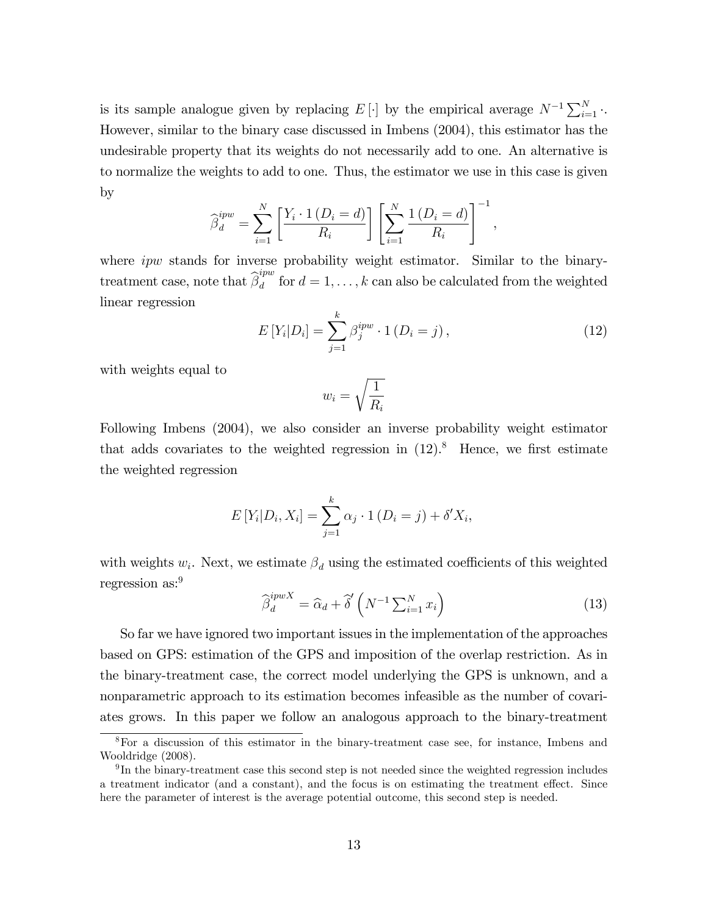is its sample analogue given by replacing $E[\cdot]$ by the empirical average $N^{-1}\sum_{i=1}^{N}\cdot$. However, similar to the binary case discussed in Imbens (2004), this estimator has the undesirable property that its weights do not necessarily add to one. An alternative is to normalize the weights to add to one. Thus, the estimator we use in this case is given by

$$\widehat{\beta}_d^{ipw} = \sum_{i=1}^{N}\left[\frac{Y_i \cdot 1\left(D_i = d\right)}{R_i}\right]\left[\sum_{i=1}^{N}\frac{1\left(D_i = d\right)}{R_i}\right]^{-1},$$

where *ipw* stands for inverse probability weight estimator. Similar to the binary-treatment case, note that $\widehat{\beta}_d^{ipw}$ for $d = 1, \ldots, k$ can also be calculated from the weighted linear regression

$$E\left[Y_i|D_i\right] = \sum_{j=1}^{k}\beta_j^{ipw} \cdot 1\left(D_i = j\right), \tag{12}$$

with weights equal to

$$w_i = \sqrt{\frac{1}{R_i}}$$

Following Imbens (2004), we also consider an inverse probability weight estimator that adds covariates to the weighted regression in (12).[8] Hence, we first estimate the weighted regression

$$E\left[Y_i|D_i, X_i\right] = \sum_{j=1}^{k}\alpha_j \cdot 1\left(D_i = j\right) + \delta' X_i,$$

with weights $w_i$. Next, we estimate $\beta_d$ using the estimated coefficients of this weighted regression as:[9]

$$\widehat{\beta}_d^{ipwX} = \widehat{\alpha}_d + \widehat{\delta}'\left(N^{-1}\textstyle\sum_{i=1}^{N} x_i\right) \tag{13}$$

So far we have ignored two important issues in the implementation of the approaches based on GPS: estimation of the GPS and imposition of the overlap restriction. As in the binary-treatment case, the correct model underlying the GPS is unknown, and a nonparametric approach to its estimation becomes infeasible as the number of covariates grows. In this paper we follow an analogous approach to the binary-treatment

[8] For a discussion of this estimator in the binary-treatment case see, for instance, Imbens and Wooldridge (2008).

[9] In the binary-treatment case this second step is not needed since the weighted regression includes a treatment indicator (and a constant), and the focus is on estimating the treatment effect. Since here the parameter of interest is the average potential outcome, this second step is needed.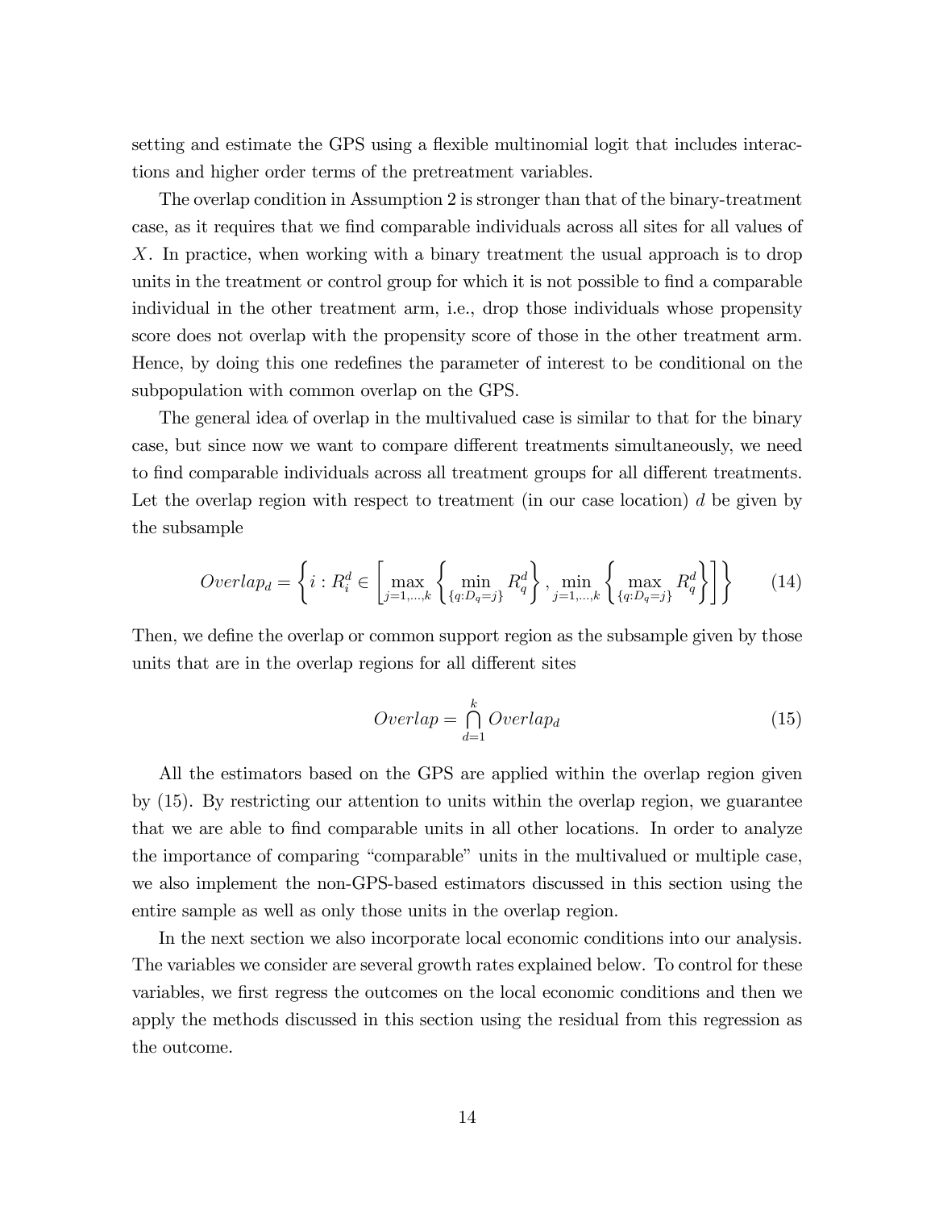setting and estimate the GPS using a flexible multinomial logit that includes interactions and higher order terms of the pretreatment variables.

The overlap condition in Assumption 2 is stronger than that of the binary-treatment case, as it requires that we find comparable individuals across all sites for all values of $X$. In practice, when working with a binary treatment the usual approach is to drop units in the treatment or control group for which it is not possible to find a comparable individual in the other treatment arm, i.e., drop those individuals whose propensity score does not overlap with the propensity score of those in the other treatment arm. Hence, by doing this one redefines the parameter of interest to be conditional on the subpopulation with common overlap on the GPS.

The general idea of overlap in the multivalued case is similar to that for the binary case, but since now we want to compare different treatments simultaneously, we need to find comparable individuals across all treatment groups for all different treatments. Let the overlap region with respect to treatment (in our case location) $d$ be given by the subsample

$$Overlap_d = \left\{ i : R_i^d \in \left[ \max_{j=1,\ldots,k} \left\{ \min_{\{q:D_q=j\}} R_q^d \right\}, \min_{j=1,\ldots,k} \left\{ \max_{\{q:D_q=j\}} R_q^d \right\} \right] \right\} \tag{14}$$

Then, we define the overlap or common support region as the subsample given by those units that are in the overlap regions for all different sites

$$Overlap = \bigcap_{d=1}^{k} Overlap_d \tag{15}$$

All the estimators based on the GPS are applied within the overlap region given by (15). By restricting our attention to units within the overlap region, we guarantee that we are able to find comparable units in all other locations. In order to analyze the importance of comparing "comparable" units in the multivalued or multiple case, we also implement the non-GPS-based estimators discussed in this section using the entire sample as well as only those units in the overlap region.

In the next section we also incorporate local economic conditions into our analysis. The variables we consider are several growth rates explained below. To control for these variables, we first regress the outcomes on the local economic conditions and then we apply the methods discussed in this section using the residual from this regression as the outcome.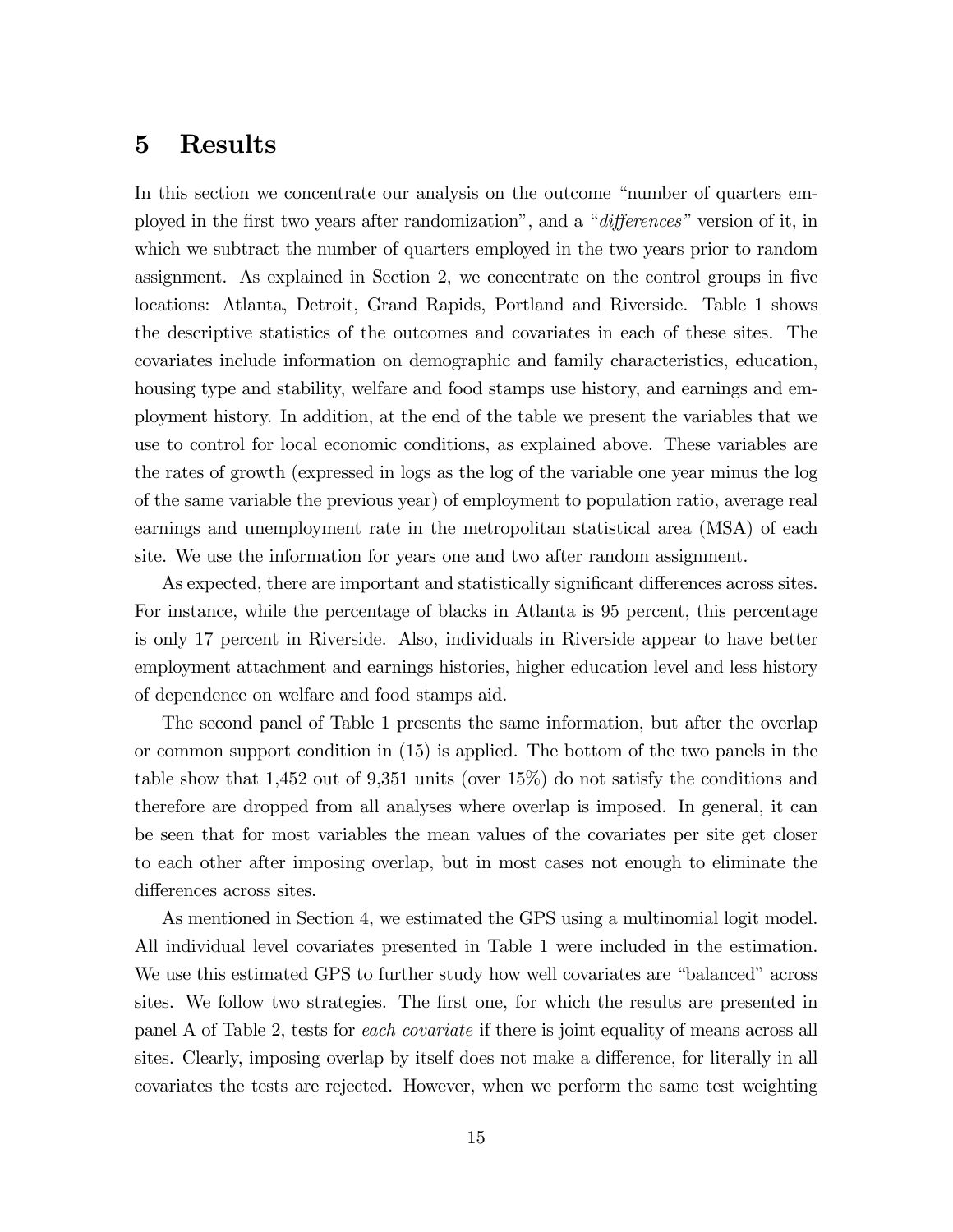## 5 Results

In this section we concentrate our analysis on the outcome "number of quarters employed in the first two years after randomization", and a "*differences*" version of it, in which we subtract the number of quarters employed in the two years prior to random assignment. As explained in Section 2, we concentrate on the control groups in five locations: Atlanta, Detroit, Grand Rapids, Portland and Riverside. Table 1 shows the descriptive statistics of the outcomes and covariates in each of these sites. The covariates include information on demographic and family characteristics, education, housing type and stability, welfare and food stamps use history, and earnings and employment history. In addition, at the end of the table we present the variables that we use to control for local economic conditions, as explained above. These variables are the rates of growth (expressed in logs as the log of the variable one year minus the log of the same variable the previous year) of employment to population ratio, average real earnings and unemployment rate in the metropolitan statistical area (MSA) of each site. We use the information for years one and two after random assignment.

As expected, there are important and statistically significant differences across sites. For instance, while the percentage of blacks in Atlanta is 95 percent, this percentage is only 17 percent in Riverside. Also, individuals in Riverside appear to have better employment attachment and earnings histories, higher education level and less history of dependence on welfare and food stamps aid.

The second panel of Table 1 presents the same information, but after the overlap or common support condition in (15) is applied. The bottom of the two panels in the table show that 1,452 out of 9,351 units (over 15%) do not satisfy the conditions and therefore are dropped from all analyses where overlap is imposed. In general, it can be seen that for most variables the mean values of the covariates per site get closer to each other after imposing overlap, but in most cases not enough to eliminate the differences across sites.

As mentioned in Section 4, we estimated the GPS using a multinomial logit model. All individual level covariates presented in Table 1 were included in the estimation. We use this estimated GPS to further study how well covariates are "balanced" across sites. We follow two strategies. The first one, for which the results are presented in panel A of Table 2, tests for *each covariate* if there is joint equality of means across all sites. Clearly, imposing overlap by itself does not make a difference, for literally in all covariates the tests are rejected. However, when we perform the same test weighting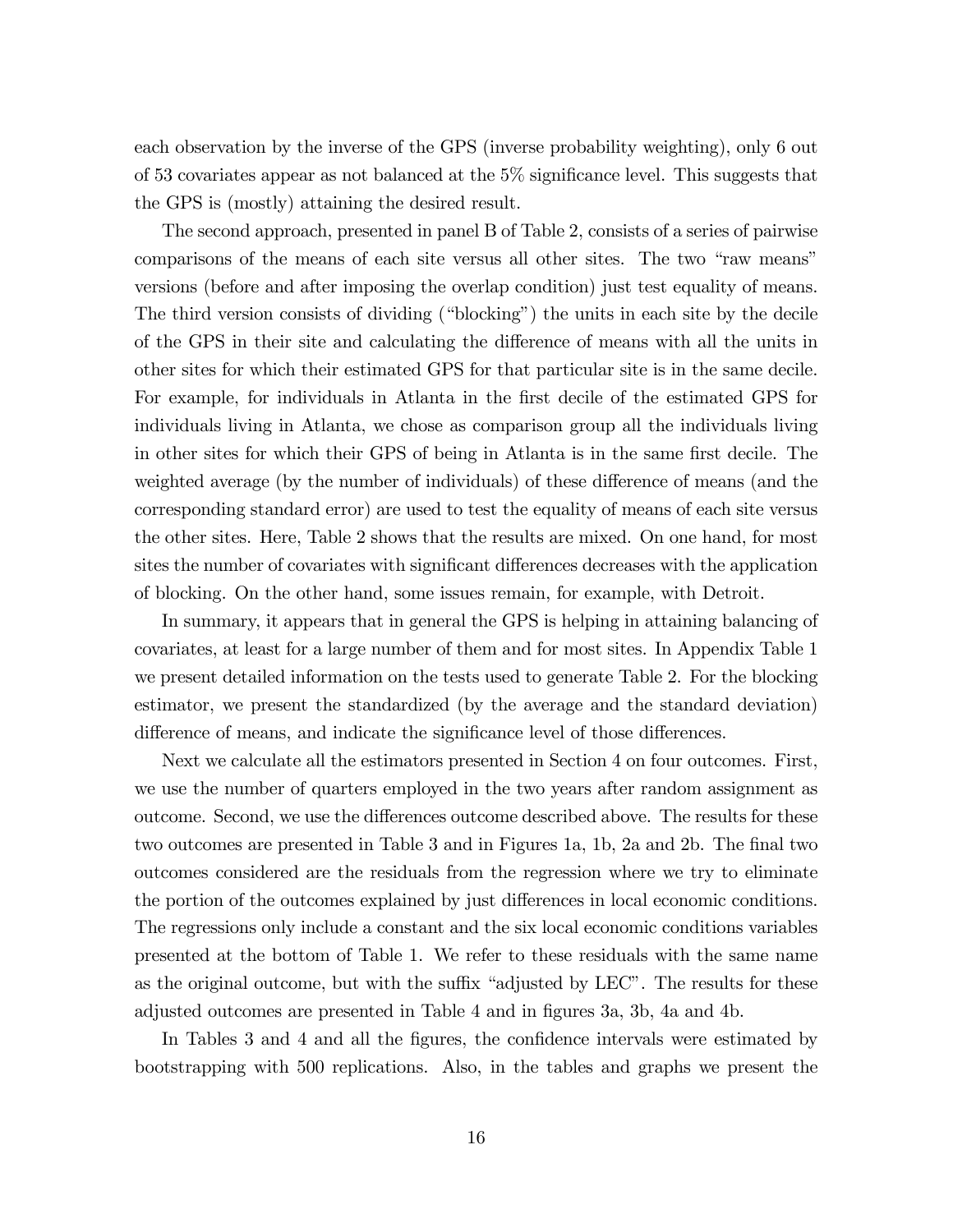each observation by the inverse of the GPS (inverse probability weighting), only 6 out of 53 covariates appear as not balanced at the 5% significance level. This suggests that the GPS is (mostly) attaining the desired result.

The second approach, presented in panel B of Table 2, consists of a series of pairwise comparisons of the means of each site versus all other sites. The two "raw means" versions (before and after imposing the overlap condition) just test equality of means. The third version consists of dividing ("blocking") the units in each site by the decile of the GPS in their site and calculating the difference of means with all the units in other sites for which their estimated GPS for that particular site is in the same decile. For example, for individuals in Atlanta in the first decile of the estimated GPS for individuals living in Atlanta, we chose as comparison group all the individuals living in other sites for which their GPS of being in Atlanta is in the same first decile. The weighted average (by the number of individuals) of these difference of means (and the corresponding standard error) are used to test the equality of means of each site versus the other sites. Here, Table 2 shows that the results are mixed. On one hand, for most sites the number of covariates with significant differences decreases with the application of blocking. On the other hand, some issues remain, for example, with Detroit.

In summary, it appears that in general the GPS is helping in attaining balancing of covariates, at least for a large number of them and for most sites. In Appendix Table 1 we present detailed information on the tests used to generate Table 2. For the blocking estimator, we present the standardized (by the average and the standard deviation) difference of means, and indicate the significance level of those differences.

Next we calculate all the estimators presented in Section 4 on four outcomes. First, we use the number of quarters employed in the two years after random assignment as outcome. Second, we use the differences outcome described above. The results for these two outcomes are presented in Table 3 and in Figures 1a, 1b, 2a and 2b. The final two outcomes considered are the residuals from the regression where we try to eliminate the portion of the outcomes explained by just differences in local economic conditions. The regressions only include a constant and the six local economic conditions variables presented at the bottom of Table 1. We refer to these residuals with the same name as the original outcome, but with the suffix "adjusted by LEC". The results for these adjusted outcomes are presented in Table 4 and in figures 3a, 3b, 4a and 4b.

In Tables 3 and 4 and all the figures, the confidence intervals were estimated by bootstrapping with 500 replications. Also, in the tables and graphs we present the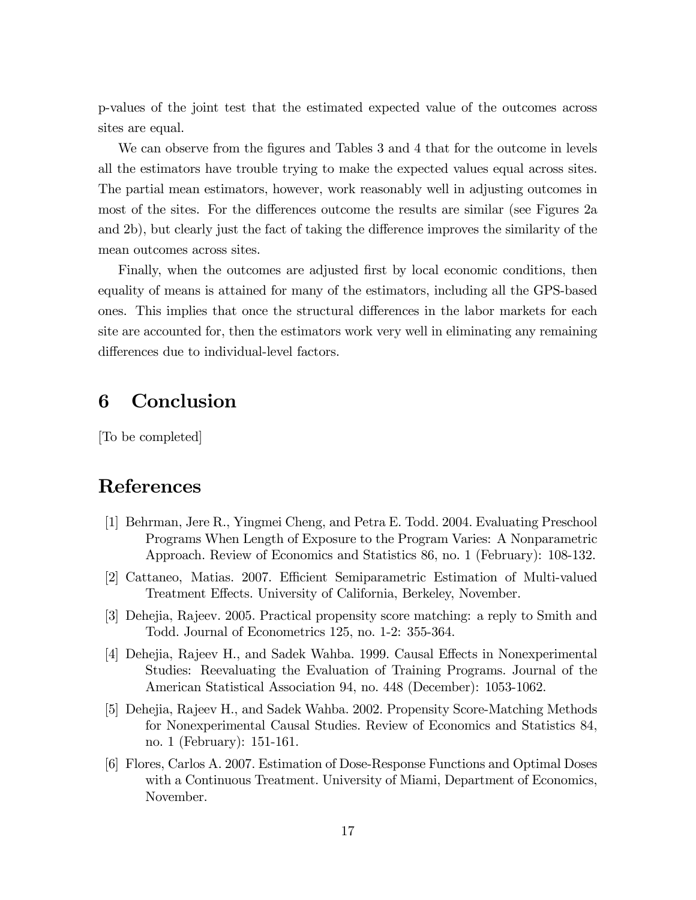p-values of the joint test that the estimated expected value of the outcomes across sites are equal.

We can observe from the figures and Tables 3 and 4 that for the outcome in levels all the estimators have trouble trying to make the expected values equal across sites. The partial mean estimators, however, work reasonably well in adjusting outcomes in most of the sites. For the differences outcome the results are similar (see Figures 2a and 2b), but clearly just the fact of taking the difference improves the similarity of the mean outcomes across sites.

Finally, when the outcomes are adjusted first by local economic conditions, then equality of means is attained for many of the estimators, including all the GPS-based ones. This implies that once the structural differences in the labor markets for each site are accounted for, then the estimators work very well in eliminating any remaining differences due to individual-level factors.

# 6 Conclusion

[To be completed]

# References

[1] Behrman, Jere R., Yingmei Cheng, and Petra E. Todd. 2004. Evaluating Preschool Programs When Length of Exposure to the Program Varies: A Nonparametric Approach. Review of Economics and Statistics 86, no. 1 (February): 108-132.

[2] Cattaneo, Matias. 2007. Efficient Semiparametric Estimation of Multi-valued Treatment Effects. University of California, Berkeley, November.

[3] Dehejia, Rajeev. 2005. Practical propensity score matching: a reply to Smith and Todd. Journal of Econometrics 125, no. 1-2: 355-364.

[4] Dehejia, Rajeev H., and Sadek Wahba. 1999. Causal Effects in Nonexperimental Studies: Reevaluating the Evaluation of Training Programs. Journal of the American Statistical Association 94, no. 448 (December): 1053-1062.

[5] Dehejia, Rajeev H., and Sadek Wahba. 2002. Propensity Score-Matching Methods for Nonexperimental Causal Studies. Review of Economics and Statistics 84, no. 1 (February): 151-161.

[6] Flores, Carlos A. 2007. Estimation of Dose-Response Functions and Optimal Doses with a Continuous Treatment. University of Miami, Department of Economics, November.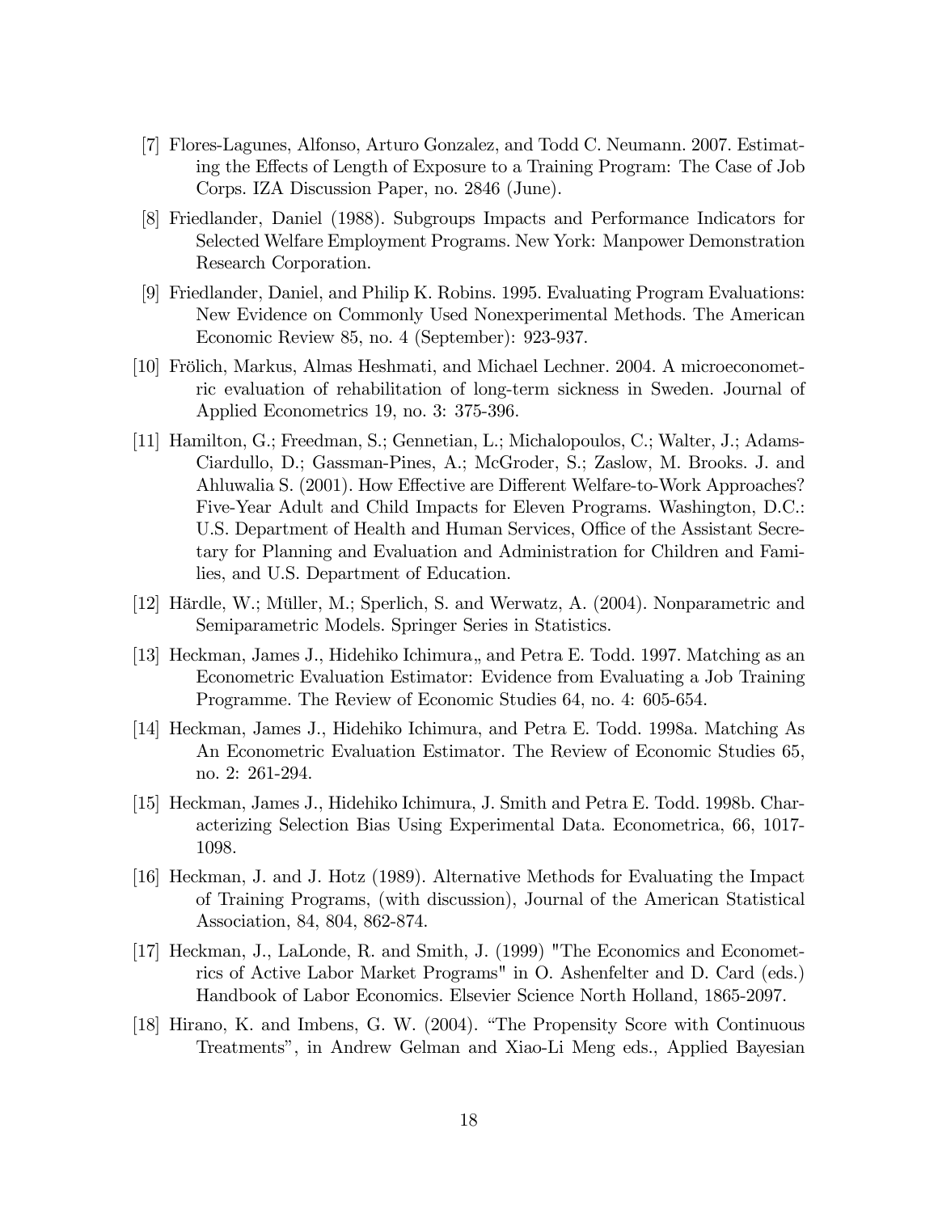[7] Flores-Lagunes, Alfonso, Arturo Gonzalez, and Todd C. Neumann. 2007. Estimating the Effects of Length of Exposure to a Training Program: The Case of Job Corps. IZA Discussion Paper, no. 2846 (June).

[8] Friedlander, Daniel (1988). Subgroups Impacts and Performance Indicators for Selected Welfare Employment Programs. New York: Manpower Demonstration Research Corporation.

[9] Friedlander, Daniel, and Philip K. Robins. 1995. Evaluating Program Evaluations: New Evidence on Commonly Used Nonexperimental Methods. The American Economic Review 85, no. 4 (September): 923-937.

[10] Frölich, Markus, Almas Heshmati, and Michael Lechner. 2004. A microeconometric evaluation of rehabilitation of long-term sickness in Sweden. Journal of Applied Econometrics 19, no. 3: 375-396.

[11] Hamilton, G.; Freedman, S.; Gennetian, L.; Michalopoulos, C.; Walter, J.; Adams-Ciardullo, D.; Gassman-Pines, A.; McGroder, S.; Zaslow, M. Brooks. J. and Ahluwalia S. (2001). How Effective are Different Welfare-to-Work Approaches? Five-Year Adult and Child Impacts for Eleven Programs. Washington, D.C.: U.S. Department of Health and Human Services, Office of the Assistant Secretary for Planning and Evaluation and Administration for Children and Families, and U.S. Department of Education.

[12] Härdle, W.; Müller, M.; Sperlich, S. and Werwatz, A. (2004). Nonparametric and Semiparametric Models. Springer Series in Statistics.

[13] Heckman, James J., Hidehiko Ichimura„ and Petra E. Todd. 1997. Matching as an Econometric Evaluation Estimator: Evidence from Evaluating a Job Training Programme. The Review of Economic Studies 64, no. 4: 605-654.

[14] Heckman, James J., Hidehiko Ichimura, and Petra E. Todd. 1998a. Matching As An Econometric Evaluation Estimator. The Review of Economic Studies 65, no. 2: 261-294.

[15] Heckman, James J., Hidehiko Ichimura, J. Smith and Petra E. Todd. 1998b. Characterizing Selection Bias Using Experimental Data. Econometrica, 66, 1017-1098.

[16] Heckman, J. and J. Hotz (1989). Alternative Methods for Evaluating the Impact of Training Programs, (with discussion), Journal of the American Statistical Association, 84, 804, 862-874.

[17] Heckman, J., LaLonde, R. and Smith, J. (1999) "The Economics and Econometrics of Active Labor Market Programs" in O. Ashenfelter and D. Card (eds.) Handbook of Labor Economics. Elsevier Science North Holland, 1865-2097.

[18] Hirano, K. and Imbens, G. W. (2004). "The Propensity Score with Continuous Treatments", in Andrew Gelman and Xiao-Li Meng eds., Applied Bayesian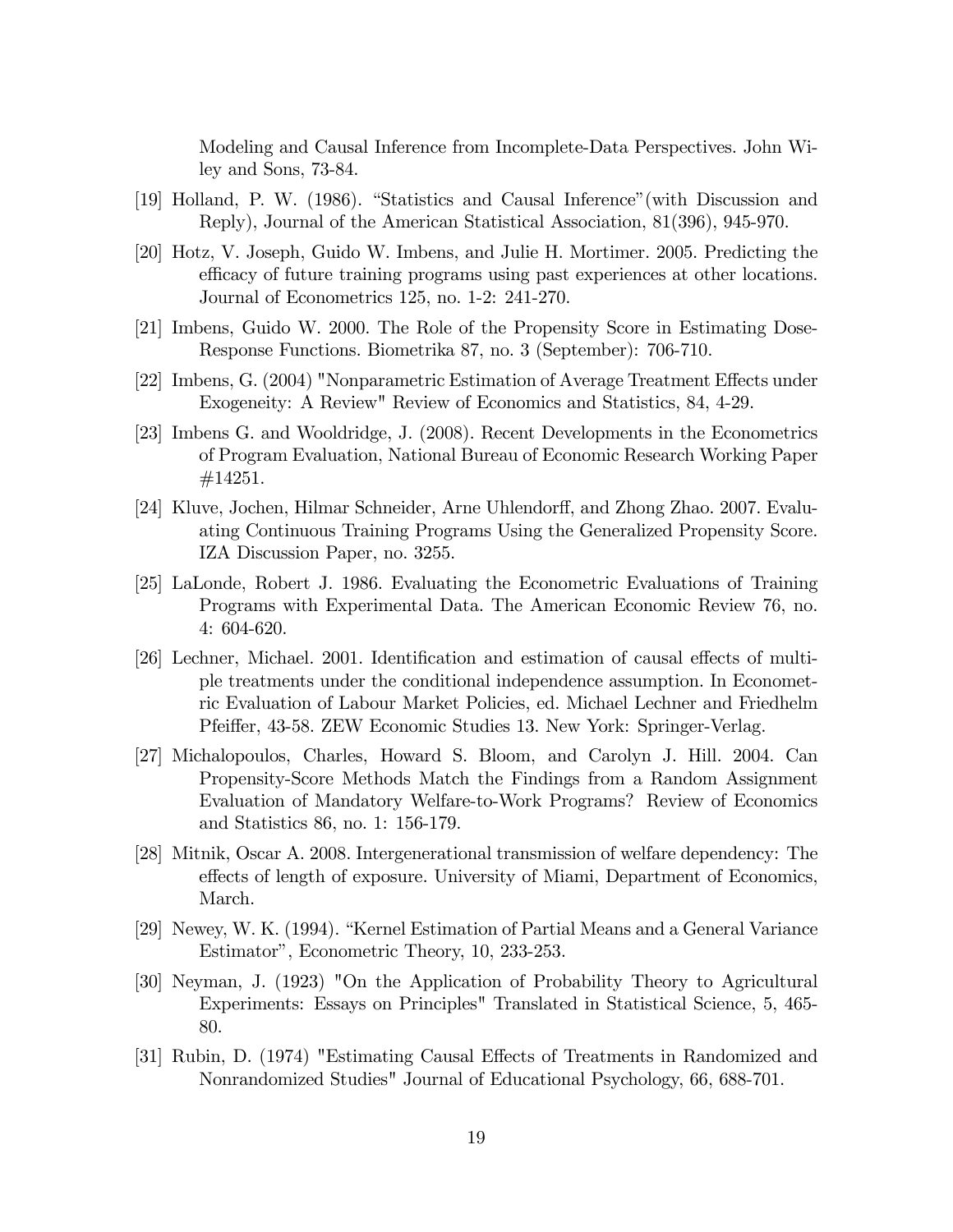Modeling and Causal Inference from Incomplete-Data Perspectives. John Wiley and Sons, 73-84.

[19] Holland, P. W. (1986). "Statistics and Causal Inference"(with Discussion and Reply), Journal of the American Statistical Association, 81(396), 945-970.

[20] Hotz, V. Joseph, Guido W. Imbens, and Julie H. Mortimer. 2005. Predicting the efficacy of future training programs using past experiences at other locations. Journal of Econometrics 125, no. 1-2: 241-270.

[21] Imbens, Guido W. 2000. The Role of the Propensity Score in Estimating Dose-Response Functions. Biometrika 87, no. 3 (September): 706-710.

[22] Imbens, G. (2004) "Nonparametric Estimation of Average Treatment Effects under Exogeneity: A Review" Review of Economics and Statistics, 84, 4-29.

[23] Imbens G. and Wooldridge, J. (2008). Recent Developments in the Econometrics of Program Evaluation, National Bureau of Economic Research Working Paper #14251.

[24] Kluve, Jochen, Hilmar Schneider, Arne Uhlendorff, and Zhong Zhao. 2007. Evaluating Continuous Training Programs Using the Generalized Propensity Score. IZA Discussion Paper, no. 3255.

[25] LaLonde, Robert J. 1986. Evaluating the Econometric Evaluations of Training Programs with Experimental Data. The American Economic Review 76, no. 4: 604-620.

[26] Lechner, Michael. 2001. Identification and estimation of causal effects of multiple treatments under the conditional independence assumption. In Econometric Evaluation of Labour Market Policies, ed. Michael Lechner and Friedhelm Pfeiffer, 43-58. ZEW Economic Studies 13. New York: Springer-Verlag.

[27] Michalopoulos, Charles, Howard S. Bloom, and Carolyn J. Hill. 2004. Can Propensity-Score Methods Match the Findings from a Random Assignment Evaluation of Mandatory Welfare-to-Work Programs? Review of Economics and Statistics 86, no. 1: 156-179.

[28] Mitnik, Oscar A. 2008. Intergenerational transmission of welfare dependency: The effects of length of exposure. University of Miami, Department of Economics, March.

[29] Newey, W. K. (1994). "Kernel Estimation of Partial Means and a General Variance Estimator", Econometric Theory, 10, 233-253.

[30] Neyman, J. (1923) "On the Application of Probability Theory to Agricultural Experiments: Essays on Principles" Translated in Statistical Science, 5, 465-80.

[31] Rubin, D. (1974) "Estimating Causal Effects of Treatments in Randomized and Nonrandomized Studies" Journal of Educational Psychology, 66, 688-701.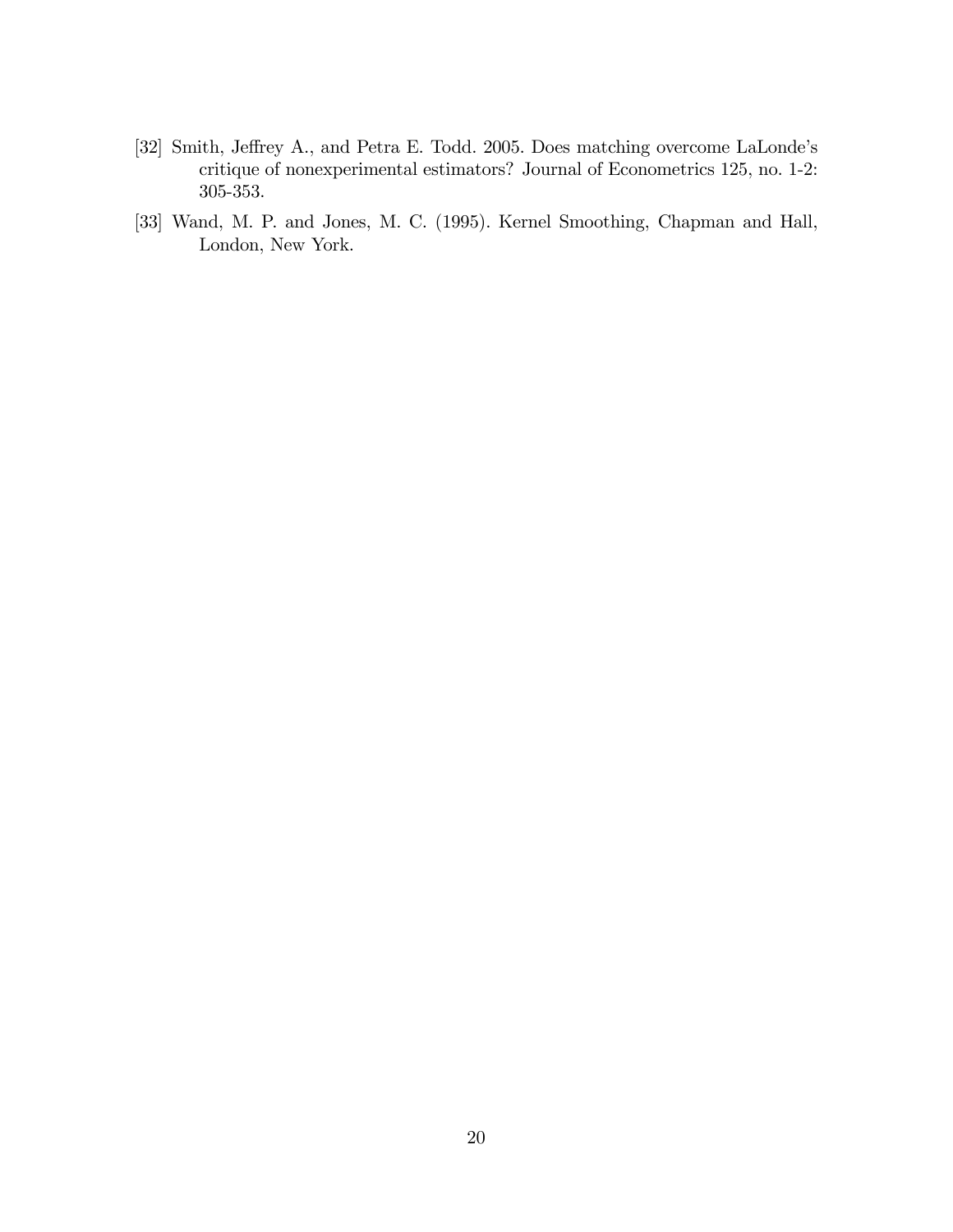[32] Smith, Jeffrey A., and Petra E. Todd. 2005. Does matching overcome LaLonde's critique of nonexperimental estimators? Journal of Econometrics 125, no. 1-2: 305-353.

[33] Wand, M. P. and Jones, M. C. (1995). Kernel Smoothing, Chapman and Hall, London, New York.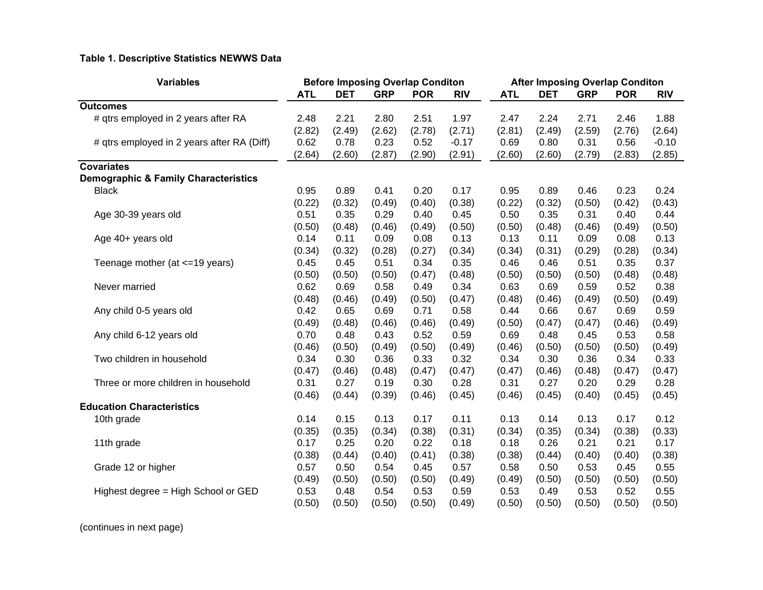**Table 1. Descriptive Statistics NEWWS Data**

| Variables | Before Imposing Overlap Conditon | | | | | After Imposing Overlap Conditon | | | | |
|---|---|---|---|---|---|---|---|---|---|---|
| | ATL | DET | GRP | POR | RIV | ATL | DET | GRP | POR | RIV |
| **Outcomes** | | | | | | | | | | |
| # qtrs employed in 2 years after RA | 2.48 | 2.21 | 2.80 | 2.51 | 1.97 | 2.47 | 2.24 | 2.71 | 2.46 | 1.88 |
| | (2.82) | (2.49) | (2.62) | (2.78) | (2.71) | (2.81) | (2.49) | (2.59) | (2.76) | (2.64) |
| # qtrs employed in 2 years after RA (Diff) | 0.62 | 0.78 | 0.23 | 0.52 | -0.17 | 0.69 | 0.80 | 0.31 | 0.56 | -0.10 |
| | (2.64) | (2.60) | (2.87) | (2.90) | (2.91) | (2.60) | (2.60) | (2.79) | (2.83) | (2.85) |
| **Covariates** | | | | | | | | | | |
| **Demographic & Family Characteristics** | | | | | | | | | | |
| Black | 0.95 | 0.89 | 0.41 | 0.20 | 0.17 | 0.95 | 0.89 | 0.46 | 0.23 | 0.24 |
| | (0.22) | (0.32) | (0.49) | (0.40) | (0.38) | (0.22) | (0.32) | (0.50) | (0.42) | (0.43) |
| Age 30-39 years old | 0.51 | 0.35 | 0.29 | 0.40 | 0.45 | 0.50 | 0.35 | 0.31 | 0.40 | 0.44 |
| | (0.50) | (0.48) | (0.46) | (0.49) | (0.50) | (0.50) | (0.48) | (0.46) | (0.49) | (0.50) |
| Age 40+ years old | 0.14 | 0.11 | 0.09 | 0.08 | 0.13 | 0.13 | 0.11 | 0.09 | 0.08 | 0.13 |
| | (0.34) | (0.32) | (0.28) | (0.27) | (0.34) | (0.34) | (0.31) | (0.29) | (0.28) | (0.34) |
| Teenage mother (at <=19 years) | 0.45 | 0.45 | 0.51 | 0.34 | 0.35 | 0.46 | 0.46 | 0.51 | 0.35 | 0.37 |
| | (0.50) | (0.50) | (0.50) | (0.47) | (0.48) | (0.50) | (0.50) | (0.50) | (0.48) | (0.48) |
| Never married | 0.62 | 0.69 | 0.58 | 0.49 | 0.34 | 0.63 | 0.69 | 0.59 | 0.52 | 0.38 |
| | (0.48) | (0.46) | (0.49) | (0.50) | (0.47) | (0.48) | (0.46) | (0.49) | (0.50) | (0.49) |
| Any child 0-5 years old | 0.42 | 0.65 | 0.69 | 0.71 | 0.58 | 0.44 | 0.66 | 0.67 | 0.69 | 0.59 |
| | (0.49) | (0.48) | (0.46) | (0.46) | (0.49) | (0.50) | (0.47) | (0.47) | (0.46) | (0.49) |
| Any child 6-12 years old | 0.70 | 0.48 | 0.43 | 0.52 | 0.59 | 0.69 | 0.48 | 0.45 | 0.53 | 0.58 |
| | (0.46) | (0.50) | (0.49) | (0.50) | (0.49) | (0.46) | (0.50) | (0.50) | (0.50) | (0.49) |
| Two children in household | 0.34 | 0.30 | 0.36 | 0.33 | 0.32 | 0.34 | 0.30 | 0.36 | 0.34 | 0.33 |
| | (0.47) | (0.46) | (0.48) | (0.47) | (0.47) | (0.47) | (0.46) | (0.48) | (0.47) | (0.47) |
| Three or more children in household | 0.31 | 0.27 | 0.19 | 0.30 | 0.28 | 0.31 | 0.27 | 0.20 | 0.29 | 0.28 |
| | (0.46) | (0.44) | (0.39) | (0.46) | (0.45) | (0.46) | (0.45) | (0.40) | (0.45) | (0.45) |
| **Education Characteristics** | | | | | | | | | | |
| 10th grade | 0.14 | 0.15 | 0.13 | 0.17 | 0.11 | 0.13 | 0.14 | 0.13 | 0.17 | 0.12 |
| | (0.35) | (0.35) | (0.34) | (0.38) | (0.31) | (0.34) | (0.35) | (0.34) | (0.38) | (0.33) |
| 11th grade | 0.17 | 0.25 | 0.20 | 0.22 | 0.18 | 0.18 | 0.26 | 0.21 | 0.21 | 0.17 |
| | (0.38) | (0.44) | (0.40) | (0.41) | (0.38) | (0.38) | (0.44) | (0.40) | (0.40) | (0.38) |
| Grade 12 or higher | 0.57 | 0.50 | 0.54 | 0.45 | 0.57 | 0.58 | 0.50 | 0.53 | 0.45 | 0.55 |
| | (0.49) | (0.50) | (0.50) | (0.50) | (0.49) | (0.49) | (0.50) | (0.50) | (0.50) | (0.50) |
| Highest degree = High School or GED | 0.53 | 0.48 | 0.54 | 0.53 | 0.59 | 0.53 | 0.49 | 0.53 | 0.52 | 0.55 |
| | (0.50) | (0.50) | (0.50) | (0.50) | (0.49) | (0.50) | (0.50) | (0.50) | (0.50) | (0.50) |

(continues in next page)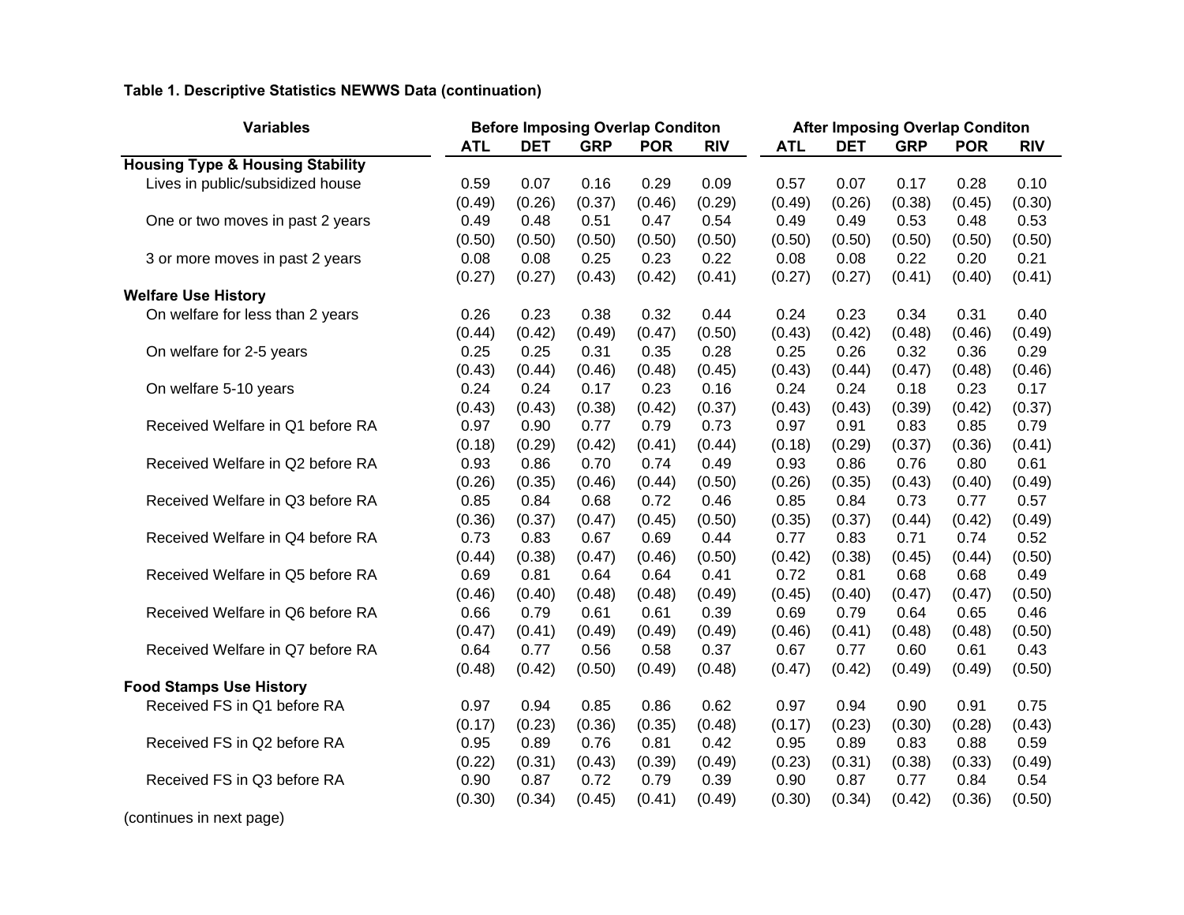**Table 1. Descriptive Statistics NEWWS Data (continuation)**

| Variables | Before Imposing Overlap Conditon | | | | | After Imposing Overlap Conditon | | | | |
|---|---|---|---|---|---|---|---|---|---|---|
| | ATL | DET | GRP | POR | RIV | ATL | DET | GRP | POR | RIV |
| **Housing Type & Housing Stability** | | | | | | | | | | |
| Lives in public/subsidized house | 0.59 | 0.07 | 0.16 | 0.29 | 0.09 | 0.57 | 0.07 | 0.17 | 0.28 | 0.10 |
| | (0.49) | (0.26) | (0.37) | (0.46) | (0.29) | (0.49) | (0.26) | (0.38) | (0.45) | (0.30) |
| One or two moves in past 2 years | 0.49 | 0.48 | 0.51 | 0.47 | 0.54 | 0.49 | 0.49 | 0.53 | 0.48 | 0.53 |
| | (0.50) | (0.50) | (0.50) | (0.50) | (0.50) | (0.50) | (0.50) | (0.50) | (0.50) | (0.50) |
| 3 or more moves in past 2 years | 0.08 | 0.08 | 0.25 | 0.23 | 0.22 | 0.08 | 0.08 | 0.22 | 0.20 | 0.21 |
| | (0.27) | (0.27) | (0.43) | (0.42) | (0.41) | (0.27) | (0.27) | (0.41) | (0.40) | (0.41) |
| **Welfare Use History** | | | | | | | | | | |
| On welfare for less than 2 years | 0.26 | 0.23 | 0.38 | 0.32 | 0.44 | 0.24 | 0.23 | 0.34 | 0.31 | 0.40 |
| | (0.44) | (0.42) | (0.49) | (0.47) | (0.50) | (0.43) | (0.42) | (0.48) | (0.46) | (0.49) |
| On welfare for 2-5 years | 0.25 | 0.25 | 0.31 | 0.35 | 0.28 | 0.25 | 0.26 | 0.32 | 0.36 | 0.29 |
| | (0.43) | (0.44) | (0.46) | (0.48) | (0.45) | (0.43) | (0.44) | (0.47) | (0.48) | (0.46) |
| On welfare 5-10 years | 0.24 | 0.24 | 0.17 | 0.23 | 0.16 | 0.24 | 0.24 | 0.18 | 0.23 | 0.17 |
| | (0.43) | (0.43) | (0.38) | (0.42) | (0.37) | (0.43) | (0.43) | (0.39) | (0.42) | (0.37) |
| Received Welfare in Q1 before RA | 0.97 | 0.90 | 0.77 | 0.79 | 0.73 | 0.97 | 0.91 | 0.83 | 0.85 | 0.79 |
| | (0.18) | (0.29) | (0.42) | (0.41) | (0.44) | (0.18) | (0.29) | (0.37) | (0.36) | (0.41) |
| Received Welfare in Q2 before RA | 0.93 | 0.86 | 0.70 | 0.74 | 0.49 | 0.93 | 0.86 | 0.76 | 0.80 | 0.61 |
| | (0.26) | (0.35) | (0.46) | (0.44) | (0.50) | (0.26) | (0.35) | (0.43) | (0.40) | (0.49) |
| Received Welfare in Q3 before RA | 0.85 | 0.84 | 0.68 | 0.72 | 0.46 | 0.85 | 0.84 | 0.73 | 0.77 | 0.57 |
| | (0.36) | (0.37) | (0.47) | (0.45) | (0.50) | (0.35) | (0.37) | (0.44) | (0.42) | (0.49) |
| Received Welfare in Q4 before RA | 0.73 | 0.83 | 0.67 | 0.69 | 0.44 | 0.77 | 0.83 | 0.71 | 0.74 | 0.52 |
| | (0.44) | (0.38) | (0.47) | (0.46) | (0.50) | (0.42) | (0.38) | (0.45) | (0.44) | (0.50) |
| Received Welfare in Q5 before RA | 0.69 | 0.81 | 0.64 | 0.64 | 0.41 | 0.72 | 0.81 | 0.68 | 0.68 | 0.49 |
| | (0.46) | (0.40) | (0.48) | (0.48) | (0.49) | (0.45) | (0.40) | (0.47) | (0.47) | (0.50) |
| Received Welfare in Q6 before RA | 0.66 | 0.79 | 0.61 | 0.61 | 0.39 | 0.69 | 0.79 | 0.64 | 0.65 | 0.46 |
| | (0.47) | (0.41) | (0.49) | (0.49) | (0.49) | (0.46) | (0.41) | (0.48) | (0.48) | (0.50) |
| Received Welfare in Q7 before RA | 0.64 | 0.77 | 0.56 | 0.58 | 0.37 | 0.67 | 0.77 | 0.60 | 0.61 | 0.43 |
| | (0.48) | (0.42) | (0.50) | (0.49) | (0.48) | (0.47) | (0.42) | (0.49) | (0.49) | (0.50) |
| **Food Stamps Use History** | | | | | | | | | | |
| Received FS in Q1 before RA | 0.97 | 0.94 | 0.85 | 0.86 | 0.62 | 0.97 | 0.94 | 0.90 | 0.91 | 0.75 |
| | (0.17) | (0.23) | (0.36) | (0.35) | (0.48) | (0.17) | (0.23) | (0.30) | (0.28) | (0.43) |
| Received FS in Q2 before RA | 0.95 | 0.89 | 0.76 | 0.81 | 0.42 | 0.95 | 0.89 | 0.83 | 0.88 | 0.59 |
| | (0.22) | (0.31) | (0.43) | (0.39) | (0.49) | (0.23) | (0.31) | (0.38) | (0.33) | (0.49) |
| Received FS in Q3 before RA | 0.90 | 0.87 | 0.72 | 0.79 | 0.39 | 0.90 | 0.87 | 0.77 | 0.84 | 0.54 |
| | (0.30) | (0.34) | (0.45) | (0.41) | (0.49) | (0.30) | (0.34) | (0.42) | (0.36) | (0.50) |

(continues in next page)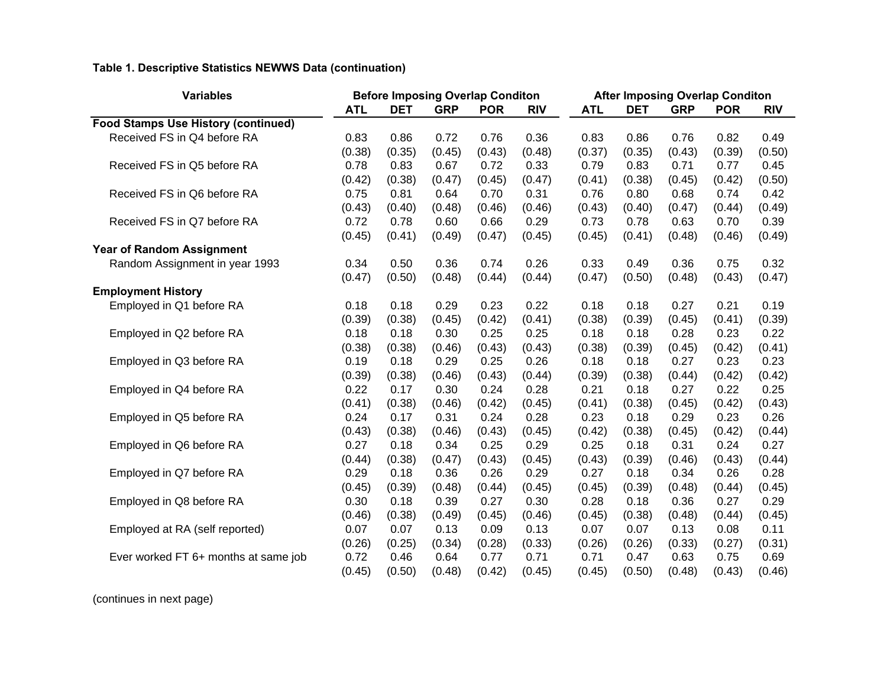**Table 1. Descriptive Statistics NEWWS Data (continuation)**

| Variables | Before Imposing Overlap Conditon | | | | | After Imposing Overlap Conditon | | | | |
|---|---|---|---|---|---|---|---|---|---|---|
| | ATL | DET | GRP | POR | RIV | ATL | DET | GRP | POR | RIV |
| **Food Stamps Use History (continued)** | | | | | | | | | | |
| Received FS in Q4 before RA | 0.83 | 0.86 | 0.72 | 0.76 | 0.36 | 0.83 | 0.86 | 0.76 | 0.82 | 0.49 |
| | (0.38) | (0.35) | (0.45) | (0.43) | (0.48) | (0.37) | (0.35) | (0.43) | (0.39) | (0.50) |
| Received FS in Q5 before RA | 0.78 | 0.83 | 0.67 | 0.72 | 0.33 | 0.79 | 0.83 | 0.71 | 0.77 | 0.45 |
| | (0.42) | (0.38) | (0.47) | (0.45) | (0.47) | (0.41) | (0.38) | (0.45) | (0.42) | (0.50) |
| Received FS in Q6 before RA | 0.75 | 0.81 | 0.64 | 0.70 | 0.31 | 0.76 | 0.80 | 0.68 | 0.74 | 0.42 |
| | (0.43) | (0.40) | (0.48) | (0.46) | (0.46) | (0.43) | (0.40) | (0.47) | (0.44) | (0.49) |
| Received FS in Q7 before RA | 0.72 | 0.78 | 0.60 | 0.66 | 0.29 | 0.73 | 0.78 | 0.63 | 0.70 | 0.39 |
| | (0.45) | (0.41) | (0.49) | (0.47) | (0.45) | (0.45) | (0.41) | (0.48) | (0.46) | (0.49) |
| **Year of Random Assignment** | | | | | | | | | | |
| Random Assignment in year 1993 | 0.34 | 0.50 | 0.36 | 0.74 | 0.26 | 0.33 | 0.49 | 0.36 | 0.75 | 0.32 |
| | (0.47) | (0.50) | (0.48) | (0.44) | (0.44) | (0.47) | (0.50) | (0.48) | (0.43) | (0.47) |
| **Employment History** | | | | | | | | | | |
| Employed in Q1 before RA | 0.18 | 0.18 | 0.29 | 0.23 | 0.22 | 0.18 | 0.18 | 0.27 | 0.21 | 0.19 |
| | (0.39) | (0.38) | (0.45) | (0.42) | (0.41) | (0.38) | (0.39) | (0.45) | (0.41) | (0.39) |
| Employed in Q2 before RA | 0.18 | 0.18 | 0.30 | 0.25 | 0.25 | 0.18 | 0.18 | 0.28 | 0.23 | 0.22 |
| | (0.38) | (0.38) | (0.46) | (0.43) | (0.43) | (0.38) | (0.39) | (0.45) | (0.42) | (0.41) |
| Employed in Q3 before RA | 0.19 | 0.18 | 0.29 | 0.25 | 0.26 | 0.18 | 0.18 | 0.27 | 0.23 | 0.23 |
| | (0.39) | (0.38) | (0.46) | (0.43) | (0.44) | (0.39) | (0.38) | (0.44) | (0.42) | (0.42) |
| Employed in Q4 before RA | 0.22 | 0.17 | 0.30 | 0.24 | 0.28 | 0.21 | 0.18 | 0.27 | 0.22 | 0.25 |
| | (0.41) | (0.38) | (0.46) | (0.42) | (0.45) | (0.41) | (0.38) | (0.45) | (0.42) | (0.43) |
| Employed in Q5 before RA | 0.24 | 0.17 | 0.31 | 0.24 | 0.28 | 0.23 | 0.18 | 0.29 | 0.23 | 0.26 |
| | (0.43) | (0.38) | (0.46) | (0.43) | (0.45) | (0.42) | (0.38) | (0.45) | (0.42) | (0.44) |
| Employed in Q6 before RA | 0.27 | 0.18 | 0.34 | 0.25 | 0.29 | 0.25 | 0.18 | 0.31 | 0.24 | 0.27 |
| | (0.44) | (0.38) | (0.47) | (0.43) | (0.45) | (0.43) | (0.39) | (0.46) | (0.43) | (0.44) |
| Employed in Q7 before RA | 0.29 | 0.18 | 0.36 | 0.26 | 0.29 | 0.27 | 0.18 | 0.34 | 0.26 | 0.28 |
| | (0.45) | (0.39) | (0.48) | (0.44) | (0.45) | (0.45) | (0.39) | (0.48) | (0.44) | (0.45) |
| Employed in Q8 before RA | 0.30 | 0.18 | 0.39 | 0.27 | 0.30 | 0.28 | 0.18 | 0.36 | 0.27 | 0.29 |
| | (0.46) | (0.38) | (0.49) | (0.45) | (0.46) | (0.45) | (0.38) | (0.48) | (0.44) | (0.45) |
| Employed at RA (self reported) | 0.07 | 0.07 | 0.13 | 0.09 | 0.13 | 0.07 | 0.07 | 0.13 | 0.08 | 0.11 |
| | (0.26) | (0.25) | (0.34) | (0.28) | (0.33) | (0.26) | (0.26) | (0.33) | (0.27) | (0.31) |
| Ever worked FT 6+ months at same job | 0.72 | 0.46 | 0.64 | 0.77 | 0.71 | 0.71 | 0.47 | 0.63 | 0.75 | 0.69 |
| | (0.45) | (0.50) | (0.48) | (0.42) | (0.45) | (0.45) | (0.50) | (0.48) | (0.43) | (0.46) |

(continues in next page)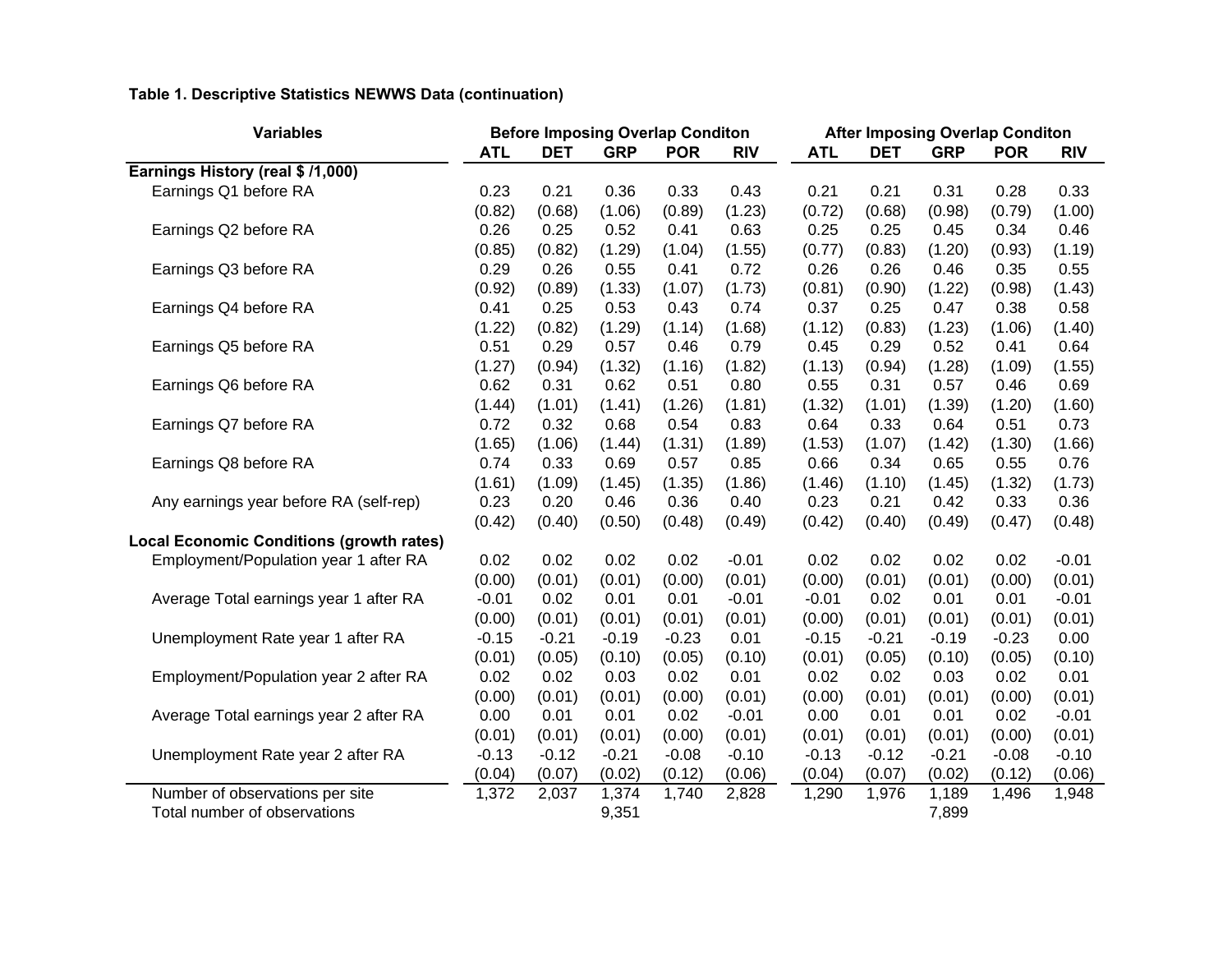**Table 1. Descriptive Statistics NEWWS Data (continuation)**

| Variables | Before Imposing Overlap Conditon | | | | | After Imposing Overlap Conditon | | | | |
|---|---|---|---|---|---|---|---|---|---|---|
| | ATL | DET | GRP | POR | RIV | ATL | DET | GRP | POR | RIV |
| **Earnings History (real $ /1,000)** | | | | | | | | | | |
| Earnings Q1 before RA | 0.23 | 0.21 | 0.36 | 0.33 | 0.43 | 0.21 | 0.21 | 0.31 | 0.28 | 0.33 |
| | (0.82) | (0.68) | (1.06) | (0.89) | (1.23) | (0.72) | (0.68) | (0.98) | (0.79) | (1.00) |
| Earnings Q2 before RA | 0.26 | 0.25 | 0.52 | 0.41 | 0.63 | 0.25 | 0.25 | 0.45 | 0.34 | 0.46 |
| | (0.85) | (0.82) | (1.29) | (1.04) | (1.55) | (0.77) | (0.83) | (1.20) | (0.93) | (1.19) |
| Earnings Q3 before RA | 0.29 | 0.26 | 0.55 | 0.41 | 0.72 | 0.26 | 0.26 | 0.46 | 0.35 | 0.55 |
| | (0.92) | (0.89) | (1.33) | (1.07) | (1.73) | (0.81) | (0.90) | (1.22) | (0.98) | (1.43) |
| Earnings Q4 before RA | 0.41 | 0.25 | 0.53 | 0.43 | 0.74 | 0.37 | 0.25 | 0.47 | 0.38 | 0.58 |
| | (1.22) | (0.82) | (1.29) | (1.14) | (1.68) | (1.12) | (0.83) | (1.23) | (1.06) | (1.40) |
| Earnings Q5 before RA | 0.51 | 0.29 | 0.57 | 0.46 | 0.79 | 0.45 | 0.29 | 0.52 | 0.41 | 0.64 |
| | (1.27) | (0.94) | (1.32) | (1.16) | (1.82) | (1.13) | (0.94) | (1.28) | (1.09) | (1.55) |
| Earnings Q6 before RA | 0.62 | 0.31 | 0.62 | 0.51 | 0.80 | 0.55 | 0.31 | 0.57 | 0.46 | 0.69 |
| | (1.44) | (1.01) | (1.41) | (1.26) | (1.81) | (1.32) | (1.01) | (1.39) | (1.20) | (1.60) |
| Earnings Q7 before RA | 0.72 | 0.32 | 0.68 | 0.54 | 0.83 | 0.64 | 0.33 | 0.64 | 0.51 | 0.73 |
| | (1.65) | (1.06) | (1.44) | (1.31) | (1.89) | (1.53) | (1.07) | (1.42) | (1.30) | (1.66) |
| Earnings Q8 before RA | 0.74 | 0.33 | 0.69 | 0.57 | 0.85 | 0.66 | 0.34 | 0.65 | 0.55 | 0.76 |
| | (1.61) | (1.09) | (1.45) | (1.35) | (1.86) | (1.46) | (1.10) | (1.45) | (1.32) | (1.73) |
| Any earnings year before RA (self-rep) | 0.23 | 0.20 | 0.46 | 0.36 | 0.40 | 0.23 | 0.21 | 0.42 | 0.33 | 0.36 |
| | (0.42) | (0.40) | (0.50) | (0.48) | (0.49) | (0.42) | (0.40) | (0.49) | (0.47) | (0.48) |
| **Local Economic Conditions (growth rates)** | | | | | | | | | | |
| Employment/Population year 1 after RA | 0.02 | 0.02 | 0.02 | 0.02 | -0.01 | 0.02 | 0.02 | 0.02 | 0.02 | -0.01 |
| | (0.00) | (0.01) | (0.01) | (0.00) | (0.01) | (0.00) | (0.01) | (0.01) | (0.00) | (0.01) |
| Average Total earnings year 1 after RA | -0.01 | 0.02 | 0.01 | 0.01 | -0.01 | -0.01 | 0.02 | 0.01 | 0.01 | -0.01 |
| | (0.00) | (0.01) | (0.01) | (0.01) | (0.01) | (0.00) | (0.01) | (0.01) | (0.01) | (0.01) |
| Unemployment Rate year 1 after RA | -0.15 | -0.21 | -0.19 | -0.23 | 0.01 | -0.15 | -0.21 | -0.19 | -0.23 | 0.00 |
| | (0.01) | (0.05) | (0.10) | (0.05) | (0.10) | (0.01) | (0.05) | (0.10) | (0.05) | (0.10) |
| Employment/Population year 2 after RA | 0.02 | 0.02 | 0.03 | 0.02 | 0.01 | 0.02 | 0.02 | 0.03 | 0.02 | 0.01 |
| | (0.00) | (0.01) | (0.01) | (0.00) | (0.01) | (0.00) | (0.01) | (0.01) | (0.00) | (0.01) |
| Average Total earnings year 2 after RA | 0.00 | 0.01 | 0.01 | 0.02 | -0.01 | 0.00 | 0.01 | 0.01 | 0.02 | -0.01 |
| | (0.01) | (0.01) | (0.01) | (0.00) | (0.01) | (0.01) | (0.01) | (0.01) | (0.00) | (0.01) |
| Unemployment Rate year 2 after RA | -0.13 | -0.12 | -0.21 | -0.08 | -0.10 | -0.13 | -0.12 | -0.21 | -0.08 | -0.10 |
| | (0.04) | (0.07) | (0.02) | (0.12) | (0.06) | (0.04) | (0.07) | (0.02) | (0.12) | (0.06) |
| Number of observations per site | 1,372 | 2,037 | 1,374 | 1,740 | 2,828 | 1,290 | 1,976 | 1,189 | 1,496 | 1,948 |
| Total number of observations | | | 9,351 | | | | | 7,899 | | |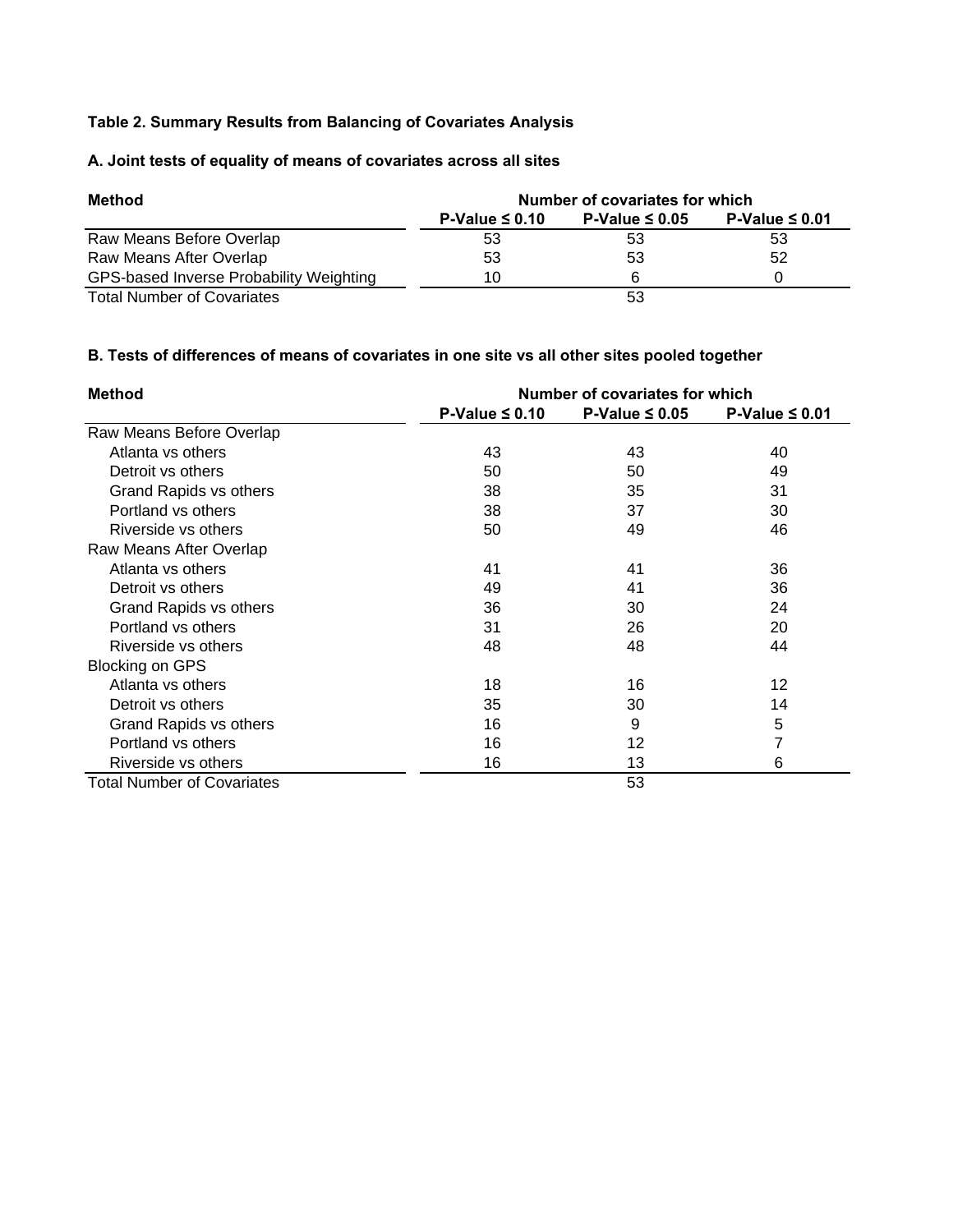**Table 2. Summary Results from Balancing of Covariates Analysis**

**A. Joint tests of equality of means of covariates across all sites**

| Method | Number of covariates for which | | |
|---|---|---|---|
| | P-Value ≤ 0.10 | P-Value ≤ 0.05 | P-Value ≤ 0.01 |
| Raw Means Before Overlap | 53 | 53 | 53 |
| Raw Means After Overlap | 53 | 53 | 52 |
| GPS-based Inverse Probability Weighting | 10 | 6 | 0 |
| Total Number of Covariates | | 53 | |

**B. Tests of differences of means of covariates in one site vs all other sites pooled together**

| Method | Number of covariates for which | | |
|---|---|---|---|
| | P-Value ≤ 0.10 | P-Value ≤ 0.05 | P-Value ≤ 0.01 |
| Raw Means Before Overlap | | | |
| Atlanta vs others | 43 | 43 | 40 |
| Detroit vs others | 50 | 50 | 49 |
| Grand Rapids vs others | 38 | 35 | 31 |
| Portland vs others | 38 | 37 | 30 |
| Riverside vs others | 50 | 49 | 46 |
| Raw Means After Overlap | | | |
| Atlanta vs others | 41 | 41 | 36 |
| Detroit vs others | 49 | 41 | 36 |
| Grand Rapids vs others | 36 | 30 | 24 |
| Portland vs others | 31 | 26 | 20 |
| Riverside vs others | 48 | 48 | 44 |
| Blocking on GPS | | | |
| Atlanta vs others | 18 | 16 | 12 |
| Detroit vs others | 35 | 30 | 14 |
| Grand Rapids vs others | 16 | 9 | 5 |
| Portland vs others | 16 | 12 | 7 |
| Riverside vs others | 16 | 13 | 6 |
| Total Number of Covariates | | 53 | |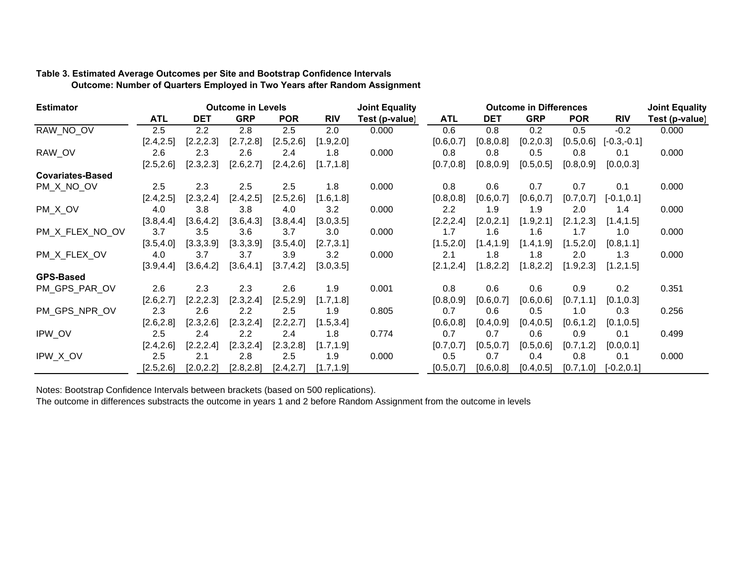**Table 3. Estimated Average Outcomes per Site and Bootstrap Confidence Intervals**
**Outcome: Number of Quarters Employed in Two Years after Random Assignment**

| Estimator | Outcome in Levels | | | | | Joint Equality | Outcome in Differences | | | | | Joint Equality |
|---|---|---|---|---|---|---|---|---|---|---|---|---|
| | ATL | DET | GRP | POR | RIV | Test (p-value) | ATL | DET | GRP | POR | RIV | Test (p-value) |
| RAW_NO_OV | 2.5 | 2.2 | 2.8 | 2.5 | 2.0 | 0.000 | 0.6 | 0.8 | 0.2 | 0.5 | -0.2 | 0.000 |
| | [2.4,2.5] | [2.2,2.3] | [2.7,2.8] | [2.5,2.6] | [1.9,2.0] | | [0.6,0.7] | [0.8,0.8] | [0.2,0.3] | [0.5,0.6] | [-0.3,-0.1] | |
| RAW_OV | 2.6 | 2.3 | 2.6 | 2.4 | 1.8 | 0.000 | 0.8 | 0.8 | 0.5 | 0.8 | 0.1 | 0.000 |
| | [2.5,2.6] | [2.3,2.3] | [2.6,2.7] | [2.4,2.6] | [1.7,1.8] | | [0.7,0.8] | [0.8,0.9] | [0.5,0.5] | [0.8,0.9] | [0.0,0.3] | |
| **Covariates-Based** | | | | | | | | | | | | |
| PM_X_NO_OV | 2.5 | 2.3 | 2.5 | 2.5 | 1.8 | 0.000 | 0.8 | 0.6 | 0.7 | 0.7 | 0.1 | 0.000 |
| | [2.4,2.5] | [2.3,2.4] | [2.4,2.5] | [2.5,2.6] | [1.6,1.8] | | [0.8,0.8] | [0.6,0.7] | [0.6,0.7] | [0.7,0.7] | [-0.1,0.1] | |
| PM_X_OV | 4.0 | 3.8 | 3.8 | 4.0 | 3.2 | 0.000 | 2.2 | 1.9 | 1.9 | 2.0 | 1.4 | 0.000 |
| | [3.8,4.4] | [3.6,4.2] | [3.6,4.3] | [3.8,4.4] | [3.0,3.5] | | [2.2,2.4] | [2.0,2.1] | [1.9,2.1] | [2.1,2.3] | [1.4,1.5] | |
| PM_X_FLEX_NO_OV | 3.7 | 3.5 | 3.6 | 3.7 | 3.0 | 0.000 | 1.7 | 1.6 | 1.6 | 1.7 | 1.0 | 0.000 |
| | [3.5,4.0] | [3.3,3.9] | [3.3,3.9] | [3.5,4.0] | [2.7,3.1] | | [1.5,2.0] | [1.4,1.9] | [1.4,1.9] | [1.5,2.0] | [0.8,1.1] | |
| PM_X_FLEX_OV | 4.0 | 3.7 | 3.7 | 3.9 | 3.2 | 0.000 | 2.1 | 1.8 | 1.8 | 2.0 | 1.3 | 0.000 |
| | [3.9,4.4] | [3.6,4.2] | [3.6,4.1] | [3.7,4.2] | [3.0,3.5] | | [2.1,2.4] | [1.8,2.2] | [1.8,2.2] | [1.9,2.3] | [1.2,1.5] | |
| **GPS-Based** | | | | | | | | | | | | |
| PM_GPS_PAR_OV | 2.6 | 2.3 | 2.3 | 2.6 | 1.9 | 0.001 | 0.8 | 0.6 | 0.6 | 0.9 | 0.2 | 0.351 |
| | [2.6,2.7] | [2.2,2.3] | [2.3,2.4] | [2.5,2.9] | [1.7,1.8] | | [0.8,0.9] | [0.6,0.7] | [0.6,0.6] | [0.7,1.1] | [0.1,0.3] | |
| PM_GPS_NPR_OV | 2.3 | 2.6 | 2.2 | 2.5 | 1.9 | 0.805 | 0.7 | 0.6 | 0.5 | 1.0 | 0.3 | 0.256 |
| | [2.6,2.8] | [2.3,2.6] | [2.3,2.4] | [2.2,2.7] | [1.5,3.4] | | [0.6,0.8] | [0.4,0.9] | [0.4,0.5] | [0.6,1.2] | [0.1,0.5] | |
| IPW_OV | 2.5 | 2.4 | 2.2 | 2.4 | 1.8 | 0.774 | 0.7 | 0.7 | 0.6 | 0.9 | 0.1 | 0.499 |
| | [2.4,2.6] | [2.2,2.4] | [2.3,2.4] | [2.3,2.8] | [1.7,1.9] | | [0.7,0.7] | [0.5,0.7] | [0.5,0.6] | [0.7,1.2] | [0.0,0.1] | |
| IPW_X_OV | 2.5 | 2.1 | 2.8 | 2.5 | 1.9 | 0.000 | 0.5 | 0.7 | 0.4 | 0.8 | 0.1 | 0.000 |
| | [2.5,2.6] | [2.0,2.2] | [2.8,2.8] | [2.4,2.7] | [1.7,1.9] | | [0.5,0.7] | [0.6,0.8] | [0.4,0.5] | [0.7,1.0] | [-0.2,0.1] | |

Notes: Bootstrap Confidence Intervals between brackets (based on 500 replications).
The outcome in differences substracts the outcome in years 1 and 2 before Random Assignment from the outcome in levels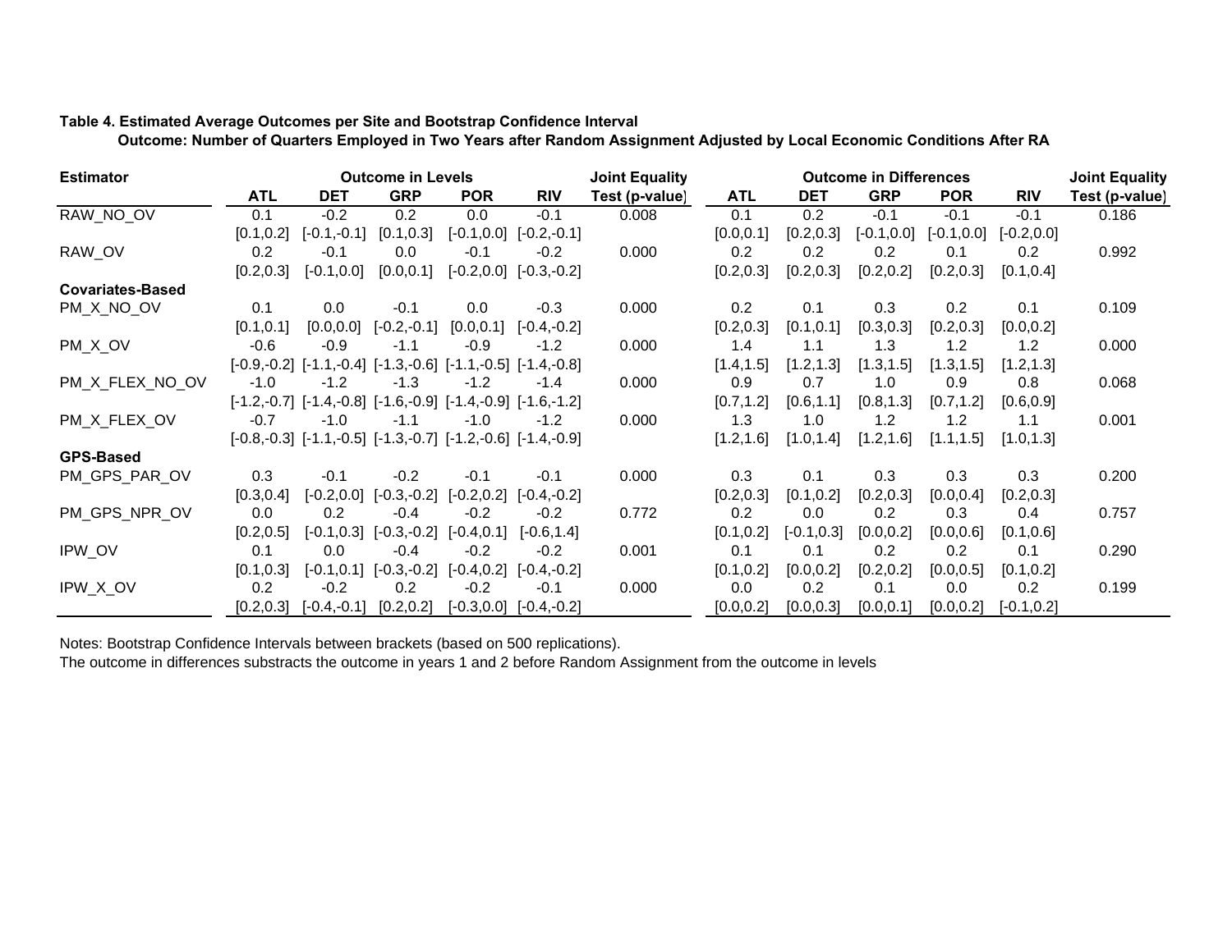**Table 4. Estimated Average Outcomes per Site and Bootstrap Confidence Interval**

**Outcome: Number of Quarters Employed in Two Years after Random Assignment Adjusted by Local Economic Conditions After RA**

| Estimator | Outcome in Levels | | | | | Joint Equality | Outcome in Differences | | | | | Joint Equality |
|---|---|---|---|---|---|---|---|---|---|---|---|---|
| | ATL | DET | GRP | POR | RIV | Test (p-value) | ATL | DET | GRP | POR | RIV | Test (p-value) |
| RAW_NO_OV | 0.1 | -0.2 | 0.2 | 0.0 | -0.1 | 0.008 | 0.1 | 0.2 | -0.1 | -0.1 | -0.1 | 0.186 |
| | [0.1,0.2] | [-0.1,-0.1] | [0.1,0.3] | [-0.1,0.0] | [-0.2,-0.1] | | [0.0,0.1] | [0.2,0.3] | [-0.1,0.0] | [-0.1,0.0] | [-0.2,0.0] | |
| RAW_OV | 0.2 | -0.1 | 0.0 | -0.1 | -0.2 | 0.000 | 0.2 | 0.2 | 0.2 | 0.1 | 0.2 | 0.992 |
| | [0.2,0.3] | [-0.1,0.0] | [0.0,0.1] | [-0.2,0.0] | [-0.3,-0.2] | | [0.2,0.3] | [0.2,0.3] | [0.2,0.2] | [0.2,0.3] | [0.1,0.4] | |
| **Covariates-Based** | | | | | | | | | | | | |
| PM_X_NO_OV | 0.1 | 0.0 | -0.1 | 0.0 | -0.3 | 0.000 | 0.2 | 0.1 | 0.3 | 0.2 | 0.1 | 0.109 |
| | [0.1,0.1] | [0.0,0.0] | [-0.2,-0.1] | [0.0,0.1] | [-0.4,-0.2] | | [0.2,0.3] | [0.1,0.1] | [0.3,0.3] | [0.2,0.3] | [0.0,0.2] | |
| PM_X_OV | -0.6 | -0.9 | -1.1 | -0.9 | -1.2 | 0.000 | 1.4 | 1.1 | 1.3 | 1.2 | 1.2 | 0.000 |
| | [-0.9,-0.2] | [-1.1,-0.4] | [-1.3,-0.6] | [-1.1,-0.5] | [-1.4,-0.8] | | [1.4,1.5] | [1.2,1.3] | [1.3,1.5] | [1.3,1.5] | [1.2,1.3] | |
| PM_X_FLEX_NO_OV | -1.0 | -1.2 | -1.3 | -1.2 | -1.4 | 0.000 | 0.9 | 0.7 | 1.0 | 0.9 | 0.8 | 0.068 |
| | [-1.2,-0.7] | [-1.4,-0.8] | [-1.6,-0.9] | [-1.4,-0.9] | [-1.6,-1.2] | | [0.7,1.2] | [0.6,1.1] | [0.8,1.3] | [0.7,1.2] | [0.6,0.9] | |
| PM_X_FLEX_OV | -0.7 | -1.0 | -1.1 | -1.0 | -1.2 | 0.000 | 1.3 | 1.0 | 1.2 | 1.2 | 1.1 | 0.001 |
| | [-0.8,-0.3] | [-1.1,-0.5] | [-1.3,-0.7] | [-1.2,-0.6] | [-1.4,-0.9] | | [1.2,1.6] | [1.0,1.4] | [1.2,1.6] | [1.1,1.5] | [1.0,1.3] | |
| **GPS-Based** | | | | | | | | | | | | |
| PM_GPS_PAR_OV | 0.3 | -0.1 | -0.2 | -0.1 | -0.1 | 0.000 | 0.3 | 0.1 | 0.3 | 0.3 | 0.3 | 0.200 |
| | [0.3,0.4] | [-0.2,0.0] | [-0.3,-0.2] | [-0.2,0.2] | [-0.4,-0.2] | | [0.2,0.3] | [0.1,0.2] | [0.2,0.3] | [0.0,0.4] | [0.2,0.3] | |
| PM_GPS_NPR_OV | 0.0 | 0.2 | -0.4 | -0.2 | -0.2 | 0.772 | 0.2 | 0.0 | 0.2 | 0.3 | 0.4 | 0.757 |
| | [0.2,0.5] | [-0.1,0.3] | [-0.3,-0.2] | [-0.4,0.1] | [-0.6,1.4] | | [0.1,0.2] | [-0.1,0.3] | [0.0,0.2] | [0.0,0.6] | [0.1,0.6] | |
| IPW_OV | 0.1 | 0.0 | -0.4 | -0.2 | -0.2 | 0.001 | 0.1 | 0.1 | 0.2 | 0.2 | 0.1 | 0.290 |
| | [0.1,0.3] | [-0.1,0.1] | [-0.3,-0.2] | [-0.4,0.2] | [-0.4,-0.2] | | [0.1,0.2] | [0.0,0.2] | [0.2,0.2] | [0.0,0.5] | [0.1,0.2] | |
| IPW_X_OV | 0.2 | -0.2 | 0.2 | -0.2 | -0.1 | 0.000 | 0.0 | 0.2 | 0.1 | 0.0 | 0.2 | 0.199 |
| | [0.2,0.3] | [-0.4,-0.1] | [0.2,0.2] | [-0.3,0.0] | [-0.4,-0.2] | | [0.0,0.2] | [0.0,0.3] | [0.0,0.1] | [0.0,0.2] | [-0.1,0.2] | |

Notes: Bootstrap Confidence Intervals between brackets (based on 500 replications).
The outcome in differences substracts the outcome in years 1 and 2 before Random Assignment from the outcome in levels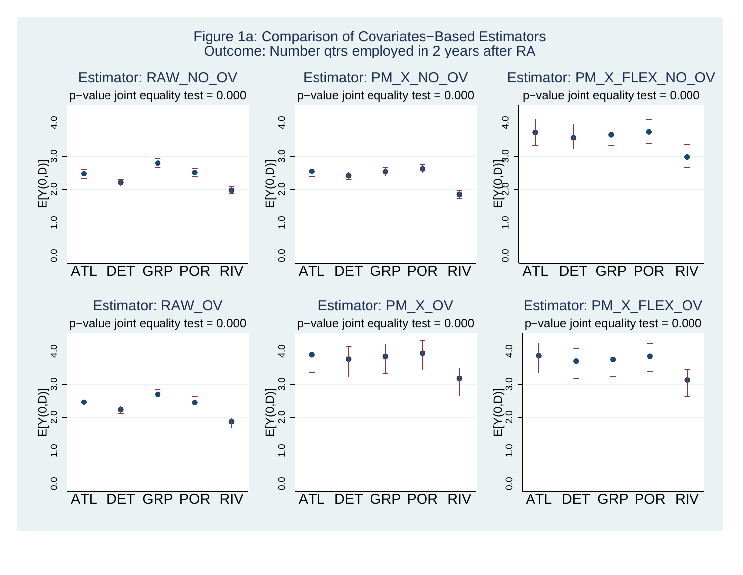Figure 1a: Comparison of Covariates−Based Estimators
Outcome: Number qtrs employed in 2 years after RA

Estimator: RAW_NO_OV
p−value joint equality test = 0.000

Estimator: PM_X_NO_OV
p−value joint equality test = 0.000

Estimator: PM_X_FLEX_NO_OV
p−value joint equality test = 0.000

Estimator: RAW_OV
p−value joint equality test = 0.000

Estimator: PM_X_OV
p−value joint equality test = 0.000

Estimator: PM_X_FLEX_OV
p−value joint equality test = 0.000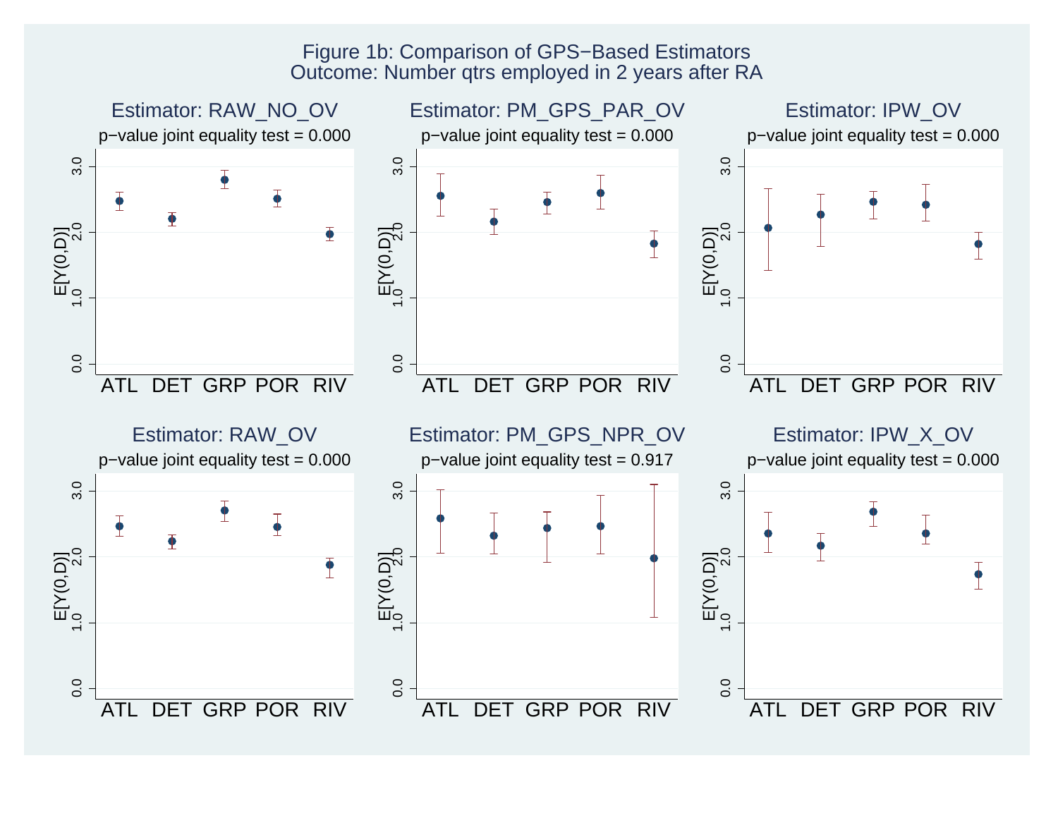Figure 1b: Comparison of GPS−Based Estimators
Outcome: Number qtrs employed in 2 years after RA

Estimator: RAW_NO_OV
p−value joint equality test = 0.000

Estimator: PM_GPS_PAR_OV
p−value joint equality test = 0.000

Estimator: IPW_OV
p−value joint equality test = 0.000

Estimator: RAW_OV
p−value joint equality test = 0.000

Estimator: PM_GPS_NPR_OV
p−value joint equality test = 0.917

Estimator: IPW_X_OV
p−value joint equality test = 0.000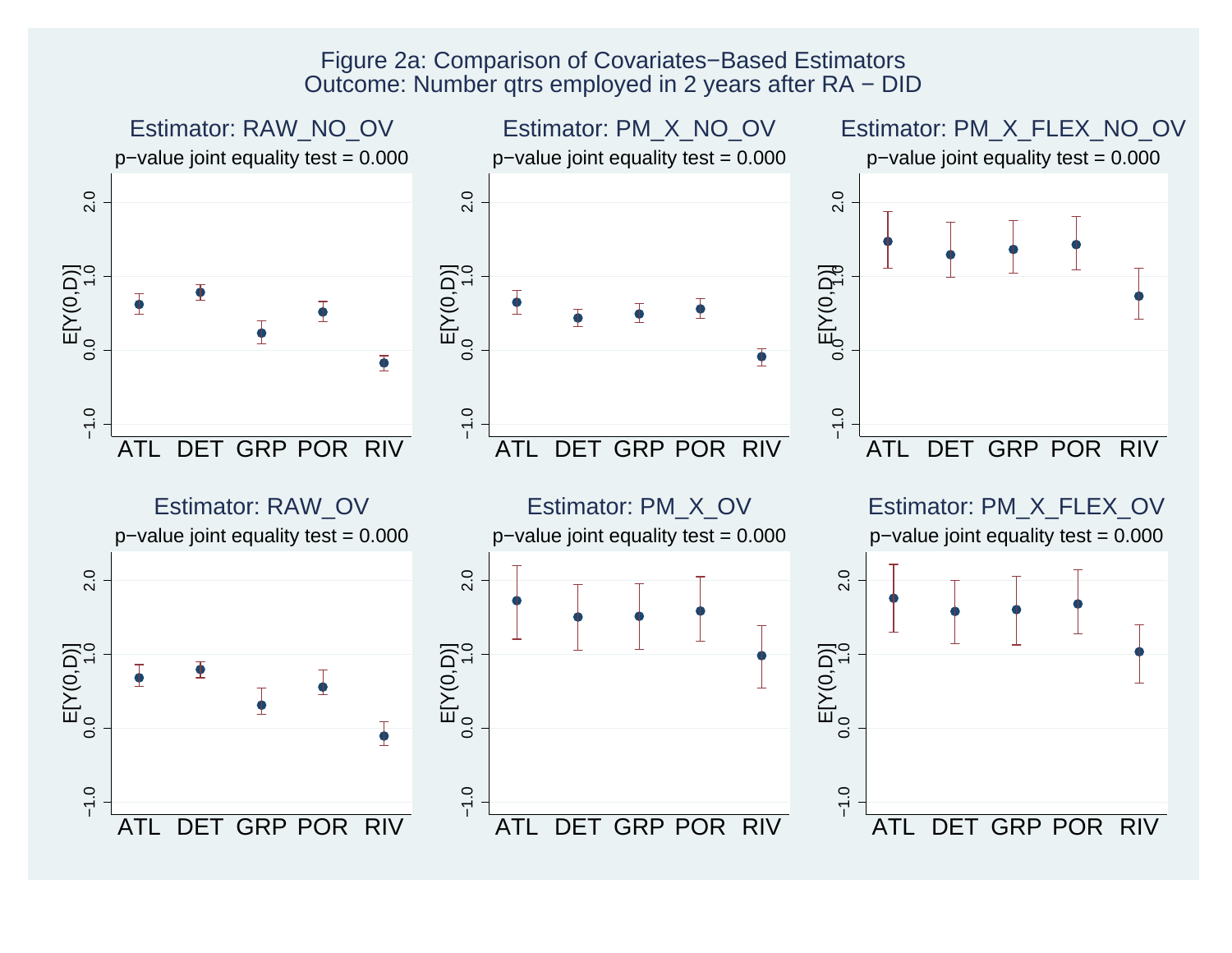Figure 2a: Comparison of Covariates−Based Estimators
Outcome: Number qtrs employed in 2 years after RA − DID

Estimator: RAW_NO_OV
p−value joint equality test = 0.000

Estimator: PM_X_NO_OV
p−value joint equality test = 0.000

Estimator: PM_X_FLEX_NO_OV
p−value joint equality test = 0.000

Estimator: RAW_OV
p−value joint equality test = 0.000

Estimator: PM_X_OV
p−value joint equality test = 0.000

Estimator: PM_X_FLEX_OV
p−value joint equality test = 0.000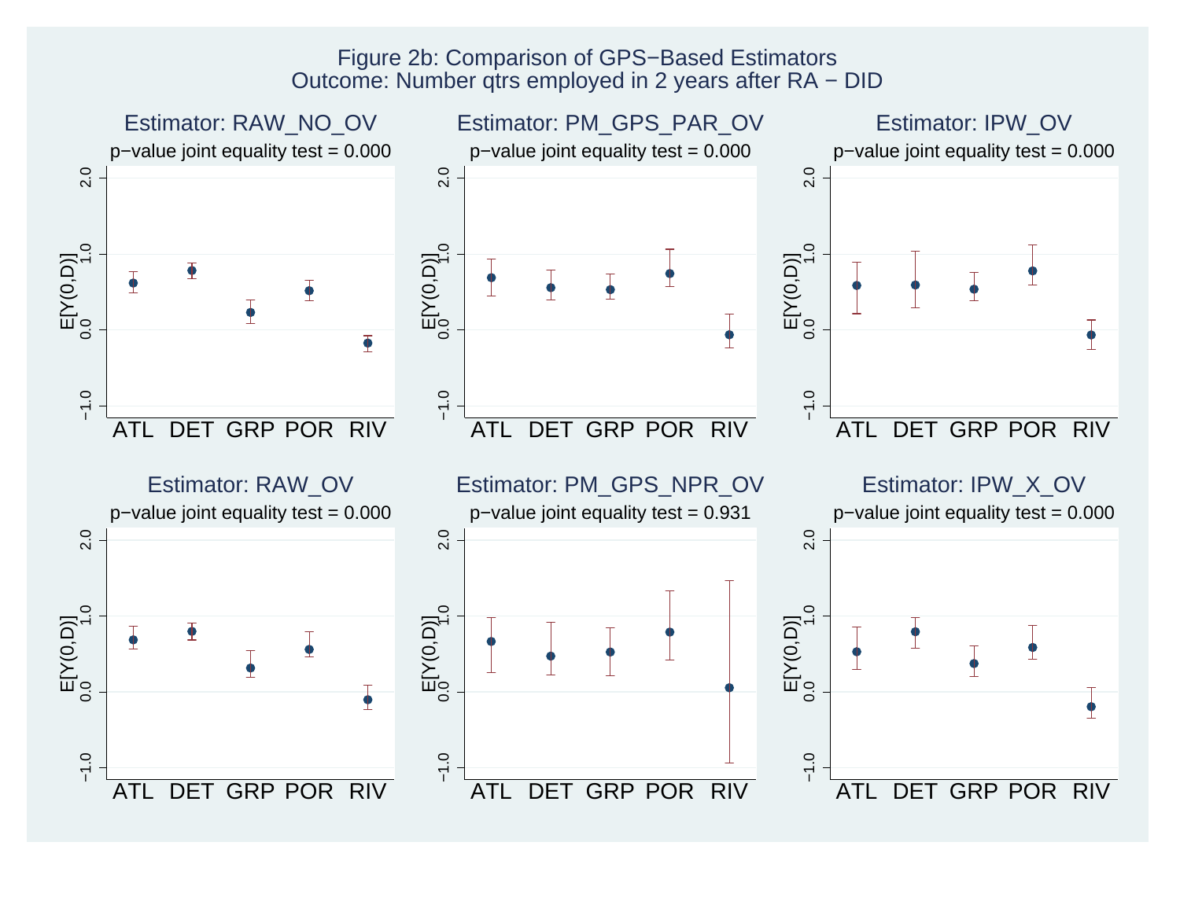Figure 2b: Comparison of GPS−Based Estimators
Outcome: Number qtrs employed in 2 years after RA − DID

Estimator: RAW_NO_OV
p−value joint equality test = 0.000

Estimator: PM_GPS_PAR_OV
p−value joint equality test = 0.000

Estimator: IPW_OV
p−value joint equality test = 0.000

Estimator: RAW_OV
p−value joint equality test = 0.000

Estimator: PM_GPS_NPR_OV
p−value joint equality test = 0.931

Estimator: IPW_X_OV
p−value joint equality test = 0.000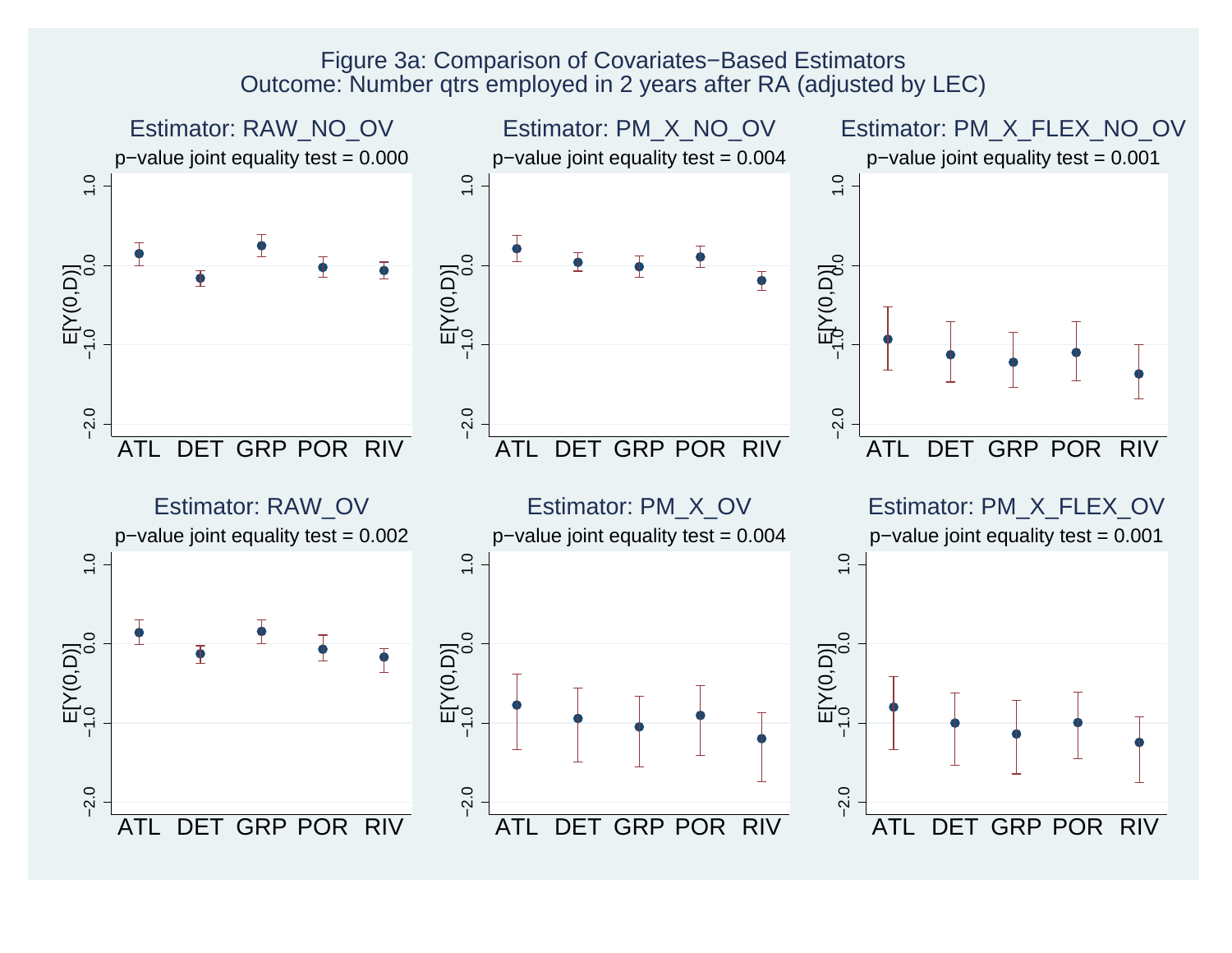Figure 3a: Comparison of Covariates−Based Estimators

Outcome: Number qtrs employed in 2 years after RA (adjusted by LEC)

Estimator: RAW_NO_OV — p−value joint equality test = 0.000

Estimator: PM_X_NO_OV — p−value joint equality test = 0.004

Estimator: PM_X_FLEX_NO_OV — p−value joint equality test = 0.001

Estimator: RAW_OV — p−value joint equality test = 0.002

Estimator: PM_X_OV — p−value joint equality test = 0.004

Estimator: PM_X_FLEX_OV — p−value joint equality test = 0.001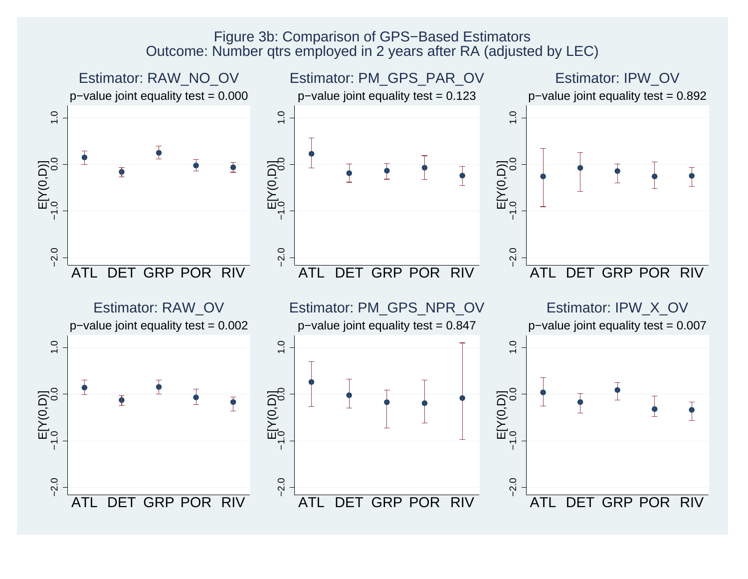Figure 3b: Comparison of GPS−Based Estimators
Outcome: Number qtrs employed in 2 years after RA (adjusted by LEC)

Estimator: RAW_NO_OV
p−value joint equality test = 0.000

Estimator: PM_GPS_PAR_OV
p−value joint equality test = 0.123

Estimator: IPW_OV
p−value joint equality test = 0.892

Estimator: RAW_OV
p−value joint equality test = 0.002

Estimator: PM_GPS_NPR_OV
p−value joint equality test = 0.847

Estimator: IPW_X_OV
p−value joint equality test = 0.007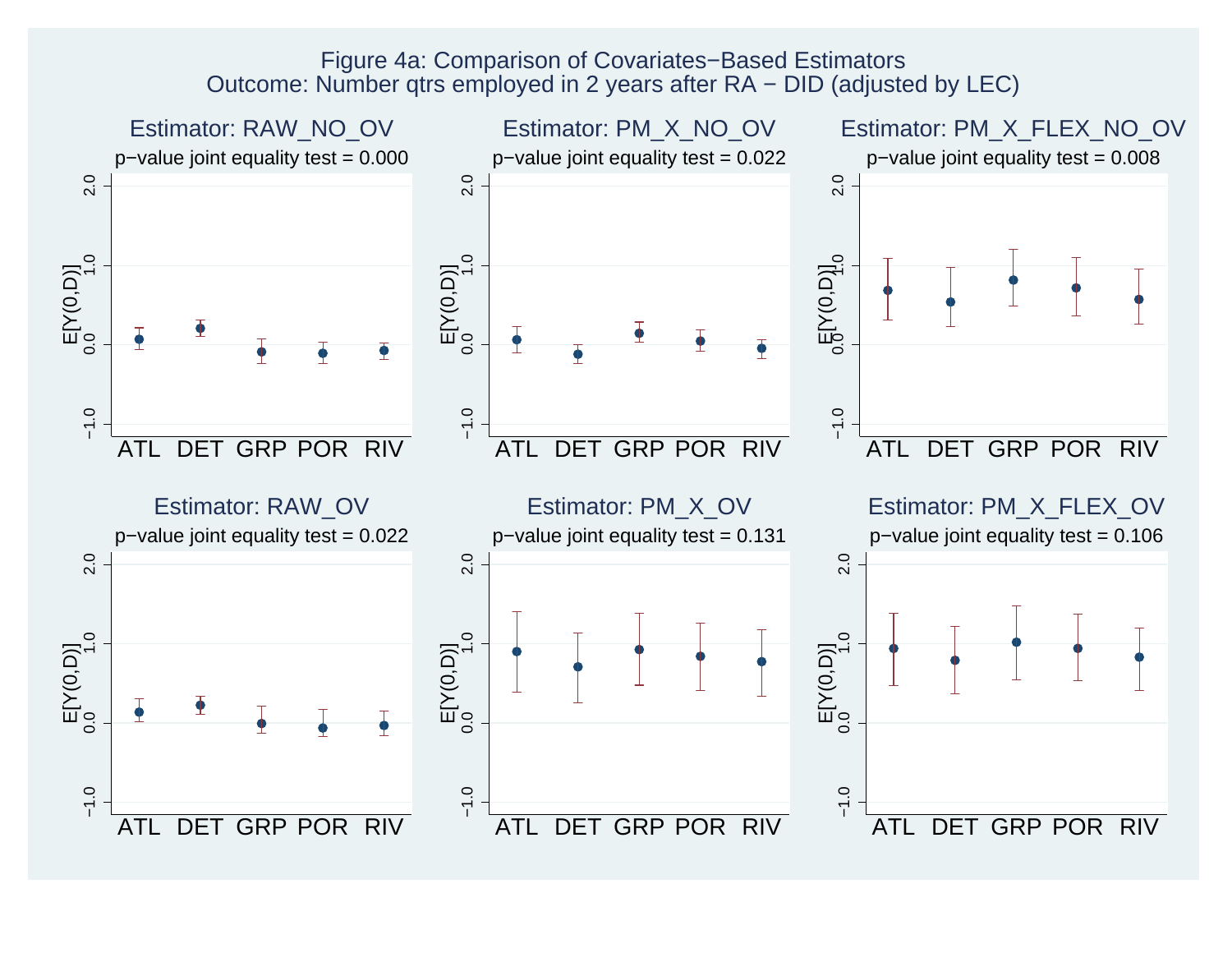Figure 4a: Comparison of Covariates−Based Estimators
Outcome: Number qtrs employed in 2 years after RA − DID (adjusted by LEC)

Estimator: RAW_NO_OV
p−value joint equality test = 0.000

Estimator: PM_X_NO_OV
p−value joint equality test = 0.022

Estimator: PM_X_FLEX_NO_OV
p−value joint equality test = 0.008

Estimator: RAW_OV
p−value joint equality test = 0.022

Estimator: PM_X_OV
p−value joint equality test = 0.131

Estimator: PM_X_FLEX_OV
p−value joint equality test = 0.106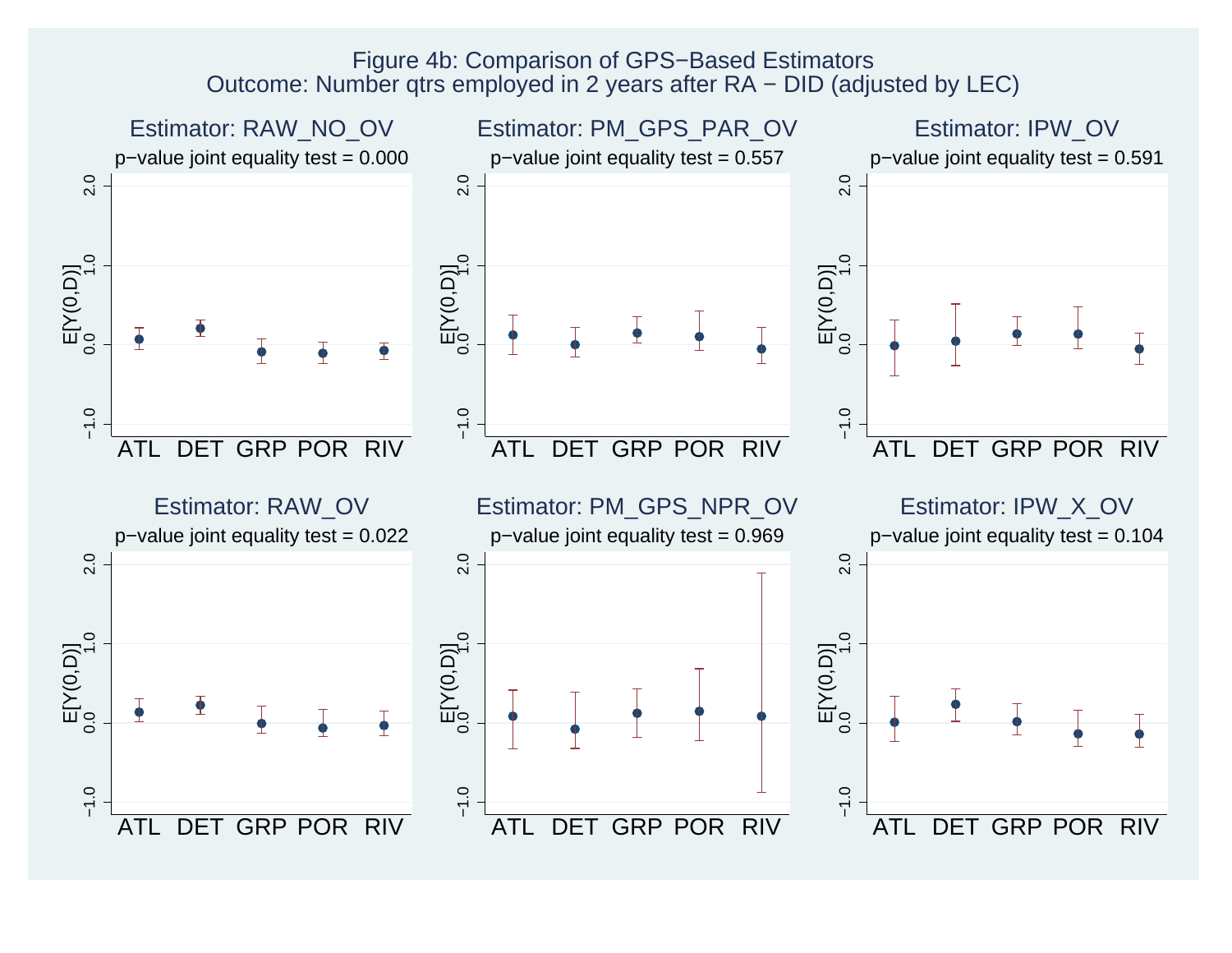Figure 4b: Comparison of GPS−Based Estimators
Outcome: Number qtrs employed in 2 years after RA − DID (adjusted by LEC)

Estimator: RAW_NO_OV
p−value joint equality test = 0.000

Estimator: PM_GPS_PAR_OV
p−value joint equality test = 0.557

Estimator: IPW_OV
p−value joint equality test = 0.591

Estimator: RAW_OV
p−value joint equality test = 0.022

Estimator: PM_GPS_NPR_OV
p−value joint equality test = 0.969

Estimator: IPW_X_OV
p−value joint equality test = 0.104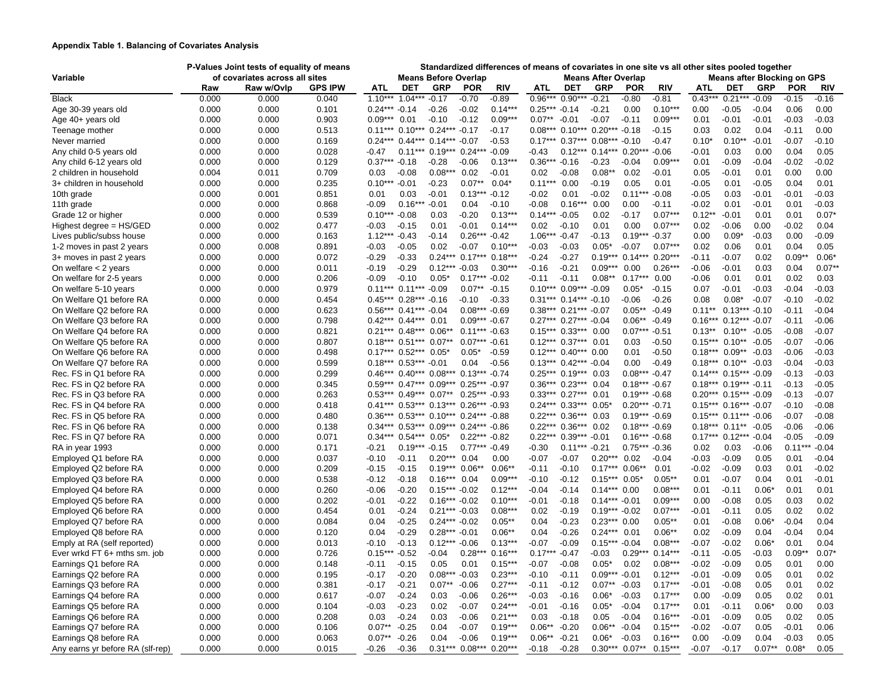**Appendix Table 1. Balancing of Covariates Analysis**

| Variable | P-Values Joint tests of equality of means of covariates across all sites | | | Standardized differences of means of covariates in one site vs all other sites pooled together | | | | | | | | | | | | | | |
|---|---|---|---|---|---|---|---|---|---|---|---|---|---|---|---|---|---|---|
| | | | | Means Before Overlap | | | | | Means After Overlap | | | | | Means after Blocking on GPS | | | | |
| | Raw | Raw w/Ovlp | GPS IPW | ATL | DET | GRP | POR | RIV | ATL | DET | GRP | POR | RIV | ATL | DET | GRP | POR | RIV |
| Black | 0.000 | 0.000 | 0.040 | 1.10*** | 1.04*** | -0.17 | -0.70 | -0.89 | 0.96*** | 0.90*** | -0.21 | -0.80 | -0.81 | 0.43*** | 0.21*** | -0.09 | -0.15 | -0.16 |
| Age 30-39 years old | 0.000 | 0.000 | 0.101 | 0.24*** | -0.14 | -0.26 | -0.02 | 0.14*** | 0.25*** | -0.14 | -0.21 | 0.00 | 0.10*** | 0.00 | -0.05 | -0.04 | 0.06 | 0.00 |
| Age 40+ years old | 0.000 | 0.000 | 0.903 | 0.09*** | 0.01 | -0.10 | -0.12 | 0.09*** | 0.07** | -0.01 | -0.07 | -0.11 | 0.09*** | 0.01 | -0.01 | -0.01 | -0.03 | -0.03 |
| Teenage mother | 0.000 | 0.000 | 0.513 | 0.11*** | 0.10*** | 0.24*** | -0.17 | -0.17 | 0.08*** | 0.10*** | 0.20*** | -0.18 | -0.15 | 0.03 | 0.02 | 0.04 | -0.11 | 0.00 |
| Never married | 0.000 | 0.000 | 0.169 | 0.24*** | 0.44*** | 0.14*** | -0.07 | -0.53 | 0.17*** | 0.37*** | 0.08*** | -0.10 | -0.47 | 0.10* | 0.10** | -0.01 | -0.07 | -0.10 |
| Any child 0-5 years old | 0.000 | 0.000 | 0.028 | -0.47 | 0.11*** | 0.19*** | 0.24*** | -0.09 | -0.43 | 0.12*** | 0.14*** | 0.20*** | -0.06 | -0.01 | 0.03 | 0.00 | 0.04 | 0.05 |
| Any child 6-12 years old | 0.000 | 0.000 | 0.129 | 0.37*** | -0.18 | -0.28 | -0.06 | 0.13*** | 0.36*** | -0.16 | -0.23 | -0.04 | 0.09*** | 0.01 | -0.09 | -0.04 | -0.02 | -0.02 |
| 2 children in household | 0.004 | 0.011 | 0.709 | 0.03 | -0.08 | 0.08*** | 0.02 | -0.01 | 0.02 | -0.08 | 0.08** | 0.02 | -0.01 | 0.05 | -0.01 | 0.01 | 0.00 | 0.00 |
| 3+ children in household | 0.000 | 0.000 | 0.235 | 0.10*** | -0.01 | -0.23 | 0.07** | 0.04* | 0.11*** | 0.00 | -0.19 | 0.05 | 0.01 | -0.05 | 0.01 | -0.05 | 0.04 | 0.01 |
| 10th grade | 0.000 | 0.001 | 0.851 | 0.01 | 0.03 | -0.01 | 0.13*** | -0.12 | -0.02 | 0.01 | -0.02 | 0.11*** | -0.08 | -0.05 | 0.03 | -0.01 | -0.01 | -0.03 |
| 11th grade | 0.000 | 0.000 | 0.868 | -0.09 | 0.16*** | -0.01 | 0.04 | -0.10 | -0.08 | 0.16*** | 0.00 | 0.00 | -0.11 | -0.02 | 0.01 | -0.01 | 0.01 | -0.03 |
| Grade 12 or higher | 0.000 | 0.000 | 0.539 | 0.10*** | -0.08 | 0.03 | -0.20 | 0.13*** | 0.14*** | -0.05 | 0.02 | -0.17 | 0.07*** | 0.12** | -0.01 | 0.01 | 0.01 | 0.07* |
| Highest degree = HS/GED | 0.000 | 0.002 | 0.477 | -0.03 | -0.15 | 0.01 | -0.01 | 0.14*** | 0.02 | -0.10 | 0.01 | 0.00 | 0.07*** | 0.02 | -0.06 | 0.00 | -0.02 | 0.04 |
| Lives public/subss house | 0.000 | 0.000 | 0.163 | 1.12*** | -0.43 | -0.14 | 0.26*** | -0.42 | 1.06*** | -0.47 | -0.13 | 0.19*** | -0.37 | 0.00 | 0.09* | -0.03 | 0.00 | -0.09 |
| 1-2 moves in past 2 years | 0.000 | 0.008 | 0.891 | -0.03 | -0.05 | 0.02 | -0.07 | 0.10*** | -0.03 | -0.03 | 0.05* | -0.07 | 0.07*** | 0.02 | 0.06 | 0.01 | 0.04 | 0.05 |
| 3+ moves in past 2 years | 0.000 | 0.000 | 0.072 | -0.29 | -0.33 | 0.24*** | 0.17*** | 0.18*** | -0.24 | -0.27 | 0.19*** | 0.14*** | 0.20*** | -0.11 | -0.07 | 0.02 | 0.09** | 0.06* |
| On welfare < 2 years | 0.000 | 0.000 | 0.011 | -0.19 | -0.29 | 0.12*** | -0.03 | 0.30*** | -0.16 | -0.21 | 0.09*** | 0.00 | 0.26*** | -0.06 | -0.01 | 0.03 | 0.04 | 0.07** |
| On welfare for 2-5 years | 0.000 | 0.000 | 0.206 | -0.09 | -0.10 | 0.05* | 0.17*** | -0.02 | -0.11 | -0.11 | 0.08** | 0.17*** | 0.00 | -0.06 | 0.01 | 0.01 | 0.02 | 0.03 |
| On welfare 5-10 years | 0.000 | 0.000 | 0.979 | 0.11*** | 0.11*** | -0.09 | 0.07** | -0.15 | 0.10*** | 0.09*** | -0.09 | 0.05* | -0.15 | 0.07 | -0.01 | -0.03 | -0.04 | -0.03 |
| On Welfare Q1 before RA | 0.000 | 0.000 | 0.454 | 0.45*** | 0.28*** | -0.16 | -0.10 | -0.33 | 0.31*** | 0.14*** | -0.10 | -0.06 | -0.26 | 0.08 | 0.08* | -0.07 | -0.10 | -0.02 |
| On Welfare Q2 before RA | 0.000 | 0.000 | 0.623 | 0.56*** | 0.41*** | -0.04 | 0.08*** | -0.69 | 0.38*** | 0.21*** | -0.07 | 0.05** | -0.49 | 0.11** | 0.13*** | -0.10 | -0.11 | -0.04 |
| On Welfare Q3 before RA | 0.000 | 0.000 | 0.798 | 0.42*** | 0.44*** | 0.01 | 0.09*** | -0.67 | 0.27*** | 0.27*** | -0.04 | 0.06** | -0.49 | 0.16*** | 0.12*** | -0.07 | -0.11 | -0.06 |
| On Welfare Q4 before RA | 0.000 | 0.000 | 0.821 | 0.21*** | 0.48*** | 0.06** | 0.11*** | -0.63 | 0.15*** | 0.33*** | 0.00 | 0.07*** | -0.51 | 0.13** | 0.10** | -0.05 | -0.08 | -0.07 |
| On Welfare Q5 before RA | 0.000 | 0.000 | 0.807 | 0.18*** | 0.51*** | 0.07** | 0.07*** | -0.61 | 0.12*** | 0.37*** | 0.01 | 0.03 | -0.50 | 0.15*** | 0.10** | -0.05 | -0.07 | -0.06 |
| On Welfare Q6 before RA | 0.000 | 0.000 | 0.498 | 0.17*** | 0.52*** | 0.05* | 0.05* | -0.59 | 0.12*** | 0.40*** | 0.00 | 0.01 | -0.50 | 0.18*** | 0.09** | -0.03 | -0.06 | -0.03 |
| On Welfare Q7 before RA | 0.000 | 0.000 | 0.599 | 0.18*** | 0.53*** | -0.01 | 0.04 | -0.56 | 0.13*** | 0.42*** | -0.04 | 0.00 | -0.49 | 0.18*** | 0.10** | -0.03 | -0.04 | -0.03 |
| Rec. FS in Q1 before RA | 0.000 | 0.000 | 0.299 | 0.46*** | 0.40*** | 0.08*** | 0.13*** | -0.74 | 0.25*** | 0.19*** | 0.03 | 0.08*** | -0.47 | 0.14*** | 0.15*** | -0.09 | -0.13 | -0.03 |
| Rec. FS in Q2 before RA | 0.000 | 0.000 | 0.345 | 0.59*** | 0.47*** | 0.09*** | 0.25*** | -0.97 | 0.36*** | 0.23*** | 0.04 | 0.18*** | -0.67 | 0.18*** | 0.19*** | -0.11 | -0.13 | -0.05 |
| Rec. FS in Q3 before RA | 0.000 | 0.000 | 0.263 | 0.53*** | 0.49*** | 0.07** | 0.25*** | -0.93 | 0.33*** | 0.27*** | 0.01 | 0.19*** | -0.68 | 0.20*** | 0.15*** | -0.09 | -0.13 | -0.07 |
| Rec. FS in Q4 before RA | 0.000 | 0.000 | 0.418 | 0.41*** | 0.53*** | 0.13*** | 0.26*** | -0.93 | 0.24*** | 0.33*** | 0.05* | 0.20*** | -0.71 | 0.15*** | 0.16*** | -0.07 | -0.10 | -0.08 |
| Rec. FS in Q5 before RA | 0.000 | 0.000 | 0.480 | 0.36*** | 0.53*** | 0.10*** | 0.24*** | -0.88 | 0.22*** | 0.36*** | 0.03 | 0.19*** | -0.69 | 0.15*** | 0.11*** | -0.06 | -0.07 | -0.08 |
| Rec. FS in Q6 before RA | 0.000 | 0.000 | 0.138 | 0.34*** | 0.53*** | 0.09*** | 0.24*** | -0.86 | 0.22*** | 0.36*** | 0.02 | 0.18*** | -0.69 | 0.18*** | 0.11** | -0.05 | -0.06 | -0.06 |
| Rec. FS in Q7 before RA | 0.000 | 0.000 | 0.071 | 0.34*** | 0.54*** | 0.05* | 0.22*** | -0.82 | 0.22*** | 0.39*** | -0.01 | 0.16*** | -0.68 | 0.17*** | 0.12*** | -0.04 | -0.05 | -0.09 |
| RA in year 1993 | 0.000 | 0.000 | 0.171 | -0.21 | 0.19*** | -0.15 | 0.77*** | -0.49 | -0.30 | 0.11*** | -0.21 | 0.75*** | -0.36 | 0.02 | 0.03 | -0.06 | 0.11*** | -0.04 |
| Employed Q1 before RA | 0.000 | 0.000 | 0.037 | -0.10 | -0.11 | 0.20*** | 0.04 | 0.00 | -0.07 | -0.07 | 0.20*** | 0.02 | -0.04 | -0.03 | -0.09 | 0.05 | 0.01 | -0.04 |
| Employed Q2 before RA | 0.000 | 0.000 | 0.209 | -0.15 | -0.15 | 0.19*** | 0.06** | 0.06** | -0.11 | -0.10 | 0.17*** | 0.06** | 0.01 | -0.02 | -0.09 | 0.03 | 0.01 | -0.02 |
| Employed Q3 before RA | 0.000 | 0.000 | 0.538 | -0.12 | -0.18 | 0.16*** | 0.04 | 0.09*** | -0.10 | -0.12 | 0.15*** | 0.05* | 0.05** | 0.01 | -0.07 | 0.04 | 0.01 | -0.01 |
| Employed Q4 before RA | 0.000 | 0.000 | 0.260 | -0.06 | -0.20 | 0.15*** | -0.02 | 0.12*** | -0.04 | -0.14 | 0.14*** | 0.00 | 0.08*** | 0.01 | -0.11 | 0.06* | 0.01 | 0.01 |
| Employed Q5 before RA | 0.000 | 0.000 | 0.202 | -0.01 | -0.22 | 0.16*** | -0.02 | 0.10*** | -0.01 | -0.18 | 0.14*** | -0.01 | 0.09*** | 0.00 | -0.08 | 0.05 | 0.03 | 0.02 |
| Employed Q6 before RA | 0.000 | 0.000 | 0.454 | 0.01 | -0.24 | 0.21*** | -0.03 | 0.08*** | 0.02 | -0.19 | 0.19*** | -0.02 | 0.07*** | -0.01 | -0.11 | 0.05 | 0.02 | 0.02 |
| Employed Q7 before RA | 0.000 | 0.000 | 0.084 | 0.04 | -0.25 | 0.24*** | -0.02 | 0.05** | 0.04 | -0.23 | 0.23*** | 0.00 | 0.05** | 0.01 | -0.08 | 0.06* | -0.04 | 0.04 |
| Employed Q8 before RA | 0.000 | 0.000 | 0.120 | 0.04 | -0.29 | 0.28*** | -0.01 | 0.06** | 0.04 | -0.26 | 0.24*** | 0.01 | 0.06** | 0.02 | -0.09 | 0.04 | -0.04 | 0.04 |
| Emply at RA (self reported) | 0.000 | 0.000 | 0.013 | -0.10 | -0.13 | 0.12*** | -0.06 | 0.13*** | -0.07 | -0.09 | 0.15*** | -0.04 | 0.08*** | -0.07 | -0.02 | 0.06* | 0.01 | 0.04 |
| Ever wrkd FT 6+ mths sm. job | 0.000 | 0.000 | 0.726 | 0.15*** | -0.52 | -0.04 | 0.28*** | 0.16*** | 0.17*** | -0.47 | -0.03 | 0.29*** | 0.14*** | -0.11 | -0.05 | -0.03 | 0.09** | 0.07* |
| Earnings Q1 before RA | 0.000 | 0.000 | 0.148 | -0.11 | -0.15 | 0.05 | 0.01 | 0.15*** | -0.07 | -0.08 | 0.05* | 0.02 | 0.08*** | -0.02 | -0.09 | 0.05 | 0.01 | 0.00 |
| Earnings Q2 before RA | 0.000 | 0.000 | 0.195 | -0.17 | -0.20 | 0.08*** | -0.03 | 0.23*** | -0.10 | -0.11 | 0.09*** | -0.01 | 0.12*** | -0.01 | -0.09 | 0.05 | 0.01 | 0.02 |
| Earnings Q3 before RA | 0.000 | 0.000 | 0.381 | -0.17 | -0.21 | 0.07** | -0.06 | 0.27*** | -0.11 | -0.12 | 0.07** | -0.03 | 0.17*** | -0.01 | -0.08 | 0.05 | 0.01 | 0.02 |
| Earnings Q4 before RA | 0.000 | 0.000 | 0.617 | -0.07 | -0.24 | 0.03 | -0.06 | 0.26*** | -0.03 | -0.16 | 0.06* | -0.03 | 0.17*** | 0.00 | -0.09 | 0.05 | 0.02 | 0.01 |
| Earnings Q5 before RA | 0.000 | 0.000 | 0.104 | -0.03 | -0.23 | 0.02 | -0.07 | 0.24*** | -0.01 | -0.16 | 0.05* | -0.04 | 0.17*** | 0.01 | -0.11 | 0.06* | 0.00 | 0.03 |
| Earnings Q6 before RA | 0.000 | 0.000 | 0.208 | 0.03 | -0.24 | 0.03 | -0.06 | 0.21*** | 0.03 | -0.18 | 0.05 | -0.04 | 0.16*** | -0.01 | -0.09 | 0.05 | 0.02 | 0.05 |
| Earnings Q7 before RA | 0.000 | 0.000 | 0.106 | 0.07** | -0.25 | 0.04 | -0.07 | 0.19*** | 0.06** | -0.20 | 0.06** | -0.04 | 0.15*** | -0.02 | -0.07 | 0.05 | -0.01 | 0.06 |
| Earnings Q8 before RA | 0.000 | 0.000 | 0.063 | 0.07** | -0.26 | 0.04 | -0.06 | 0.19*** | 0.06** | -0.21 | 0.06* | -0.03 | 0.16*** | 0.00 | -0.09 | 0.04 | -0.03 | 0.05 |
| Any earns yr before RA (slf-rep) | 0.000 | 0.000 | 0.015 | -0.26 | -0.36 | 0.31*** | 0.08*** | 0.20*** | -0.18 | -0.28 | 0.30*** | 0.07** | 0.15*** | -0.07 | -0.17 | 0.07** | 0.08* | 0.05 |